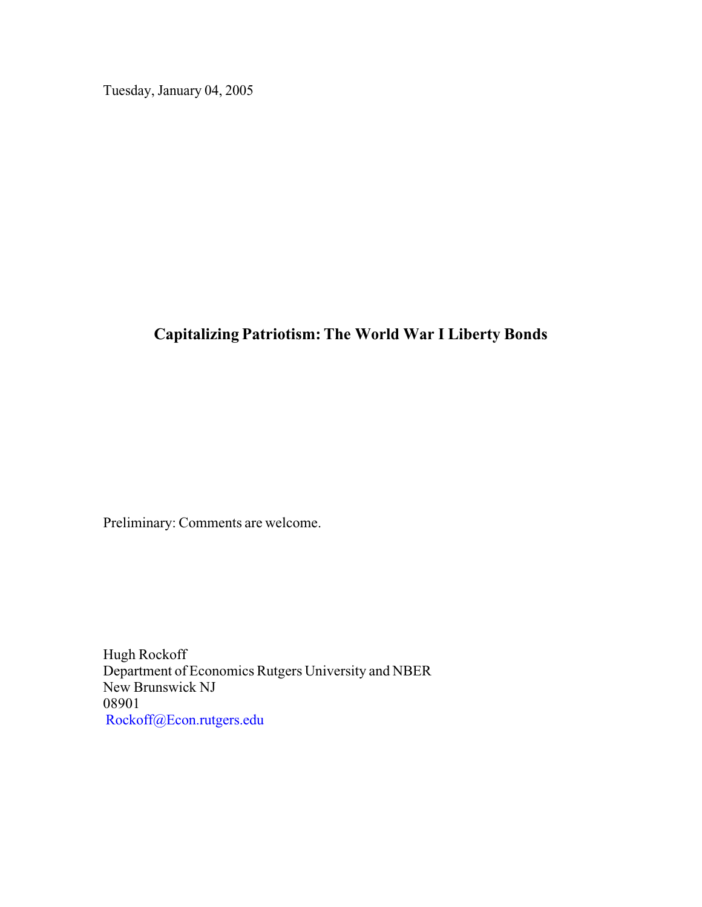Tuesday, January 04, 2005

# Capitalizing Patriotism: The World War I Liberty Bonds

Preliminary: Comments are welcome.

Hugh Rockoff
Department of Economics Rutgers University and NBER
New Brunswick NJ
08901
Rockoff@Econ.rutgers.edu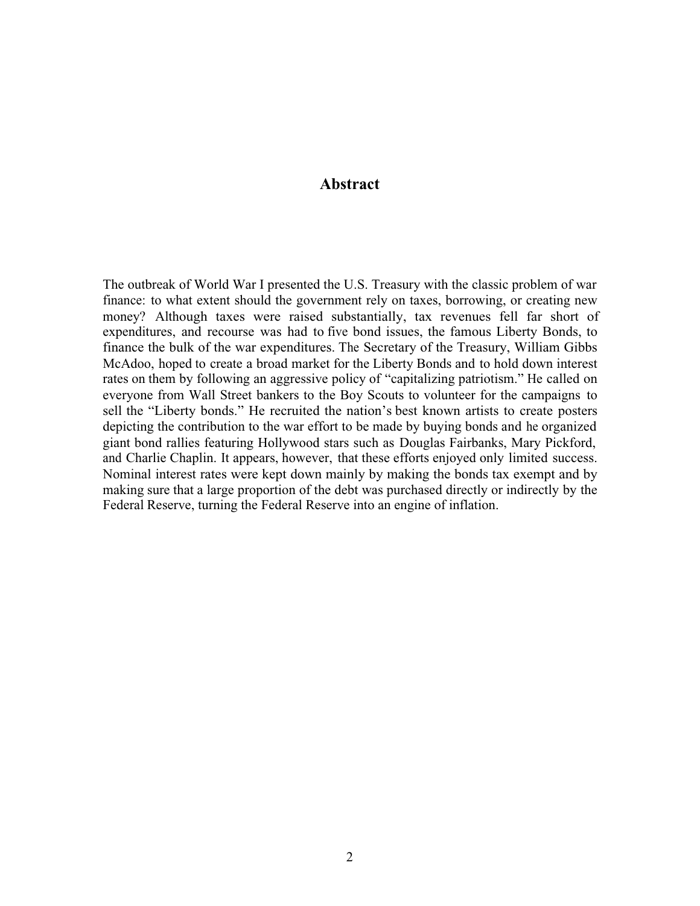## Abstract

The outbreak of World War I presented the U.S. Treasury with the classic problem of war finance: to what extent should the government rely on taxes, borrowing, or creating new money? Although taxes were raised substantially, tax revenues fell far short of expenditures, and recourse was had to five bond issues, the famous Liberty Bonds, to finance the bulk of the war expenditures. The Secretary of the Treasury, William Gibbs McAdoo, hoped to create a broad market for the Liberty Bonds and to hold down interest rates on them by following an aggressive policy of "capitalizing patriotism." He called on everyone from Wall Street bankers to the Boy Scouts to volunteer for the campaigns to sell the "Liberty bonds." He recruited the nation's best known artists to create posters depicting the contribution to the war effort to be made by buying bonds and he organized giant bond rallies featuring Hollywood stars such as Douglas Fairbanks, Mary Pickford, and Charlie Chaplin. It appears, however, that these efforts enjoyed only limited success. Nominal interest rates were kept down mainly by making the bonds tax exempt and by making sure that a large proportion of the debt was purchased directly or indirectly by the Federal Reserve, turning the Federal Reserve into an engine of inflation.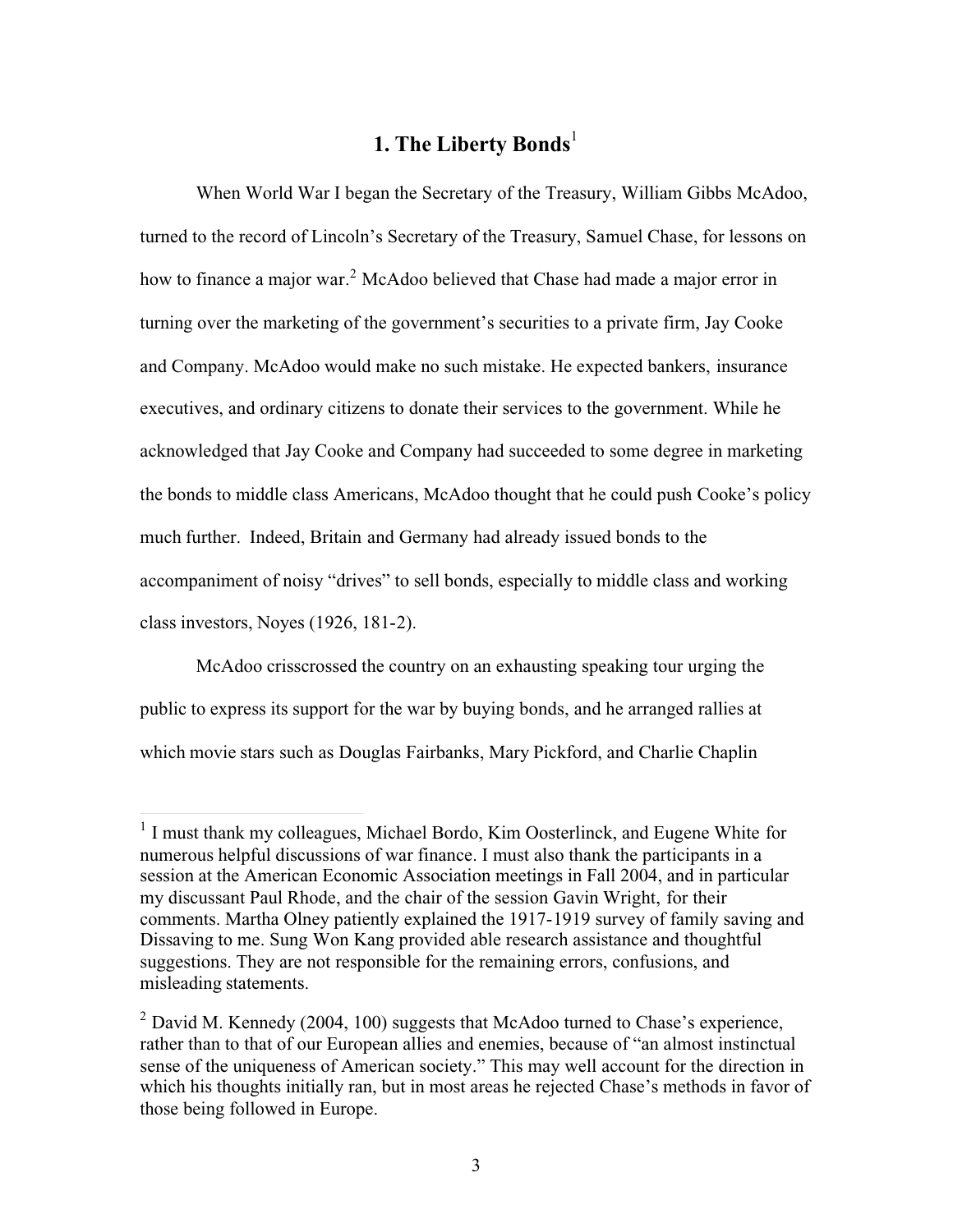# 1. The Liberty Bonds[1]

When World War I began the Secretary of the Treasury, William Gibbs McAdoo, turned to the record of Lincoln's Secretary of the Treasury, Samuel Chase, for lessons on how to finance a major war.[2] McAdoo believed that Chase had made a major error in turning over the marketing of the government's securities to a private firm, Jay Cooke and Company. McAdoo would make no such mistake. He expected bankers, insurance executives, and ordinary citizens to donate their services to the government. While he acknowledged that Jay Cooke and Company had succeeded to some degree in marketing the bonds to middle class Americans, McAdoo thought that he could push Cooke's policy much further. Indeed, Britain and Germany had already issued bonds to the accompaniment of noisy "drives" to sell bonds, especially to middle class and working class investors, Noyes (1926, 181-2).

McAdoo crisscrossed the country on an exhausting speaking tour urging the public to express its support for the war by buying bonds, and he arranged rallies at which movie stars such as Douglas Fairbanks, Mary Pickford, and Charlie Chaplin

---

[1] I must thank my colleagues, Michael Bordo, Kim Oosterlinck, and Eugene White for numerous helpful discussions of war finance. I must also thank the participants in a session at the American Economic Association meetings in Fall 2004, and in particular my discussant Paul Rhode, and the chair of the session Gavin Wright, for their comments. Martha Olney patiently explained the 1917-1919 survey of family saving and Dissaving to me. Sung Won Kang provided able research assistance and thoughtful suggestions. They are not responsible for the remaining errors, confusions, and misleading statements.

[2] David M. Kennedy (2004, 100) suggests that McAdoo turned to Chase's experience, rather than to that of our European allies and enemies, because of "an almost instinctual sense of the uniqueness of American society." This may well account for the direction in which his thoughts initially ran, but in most areas he rejected Chase's methods in favor of those being followed in Europe.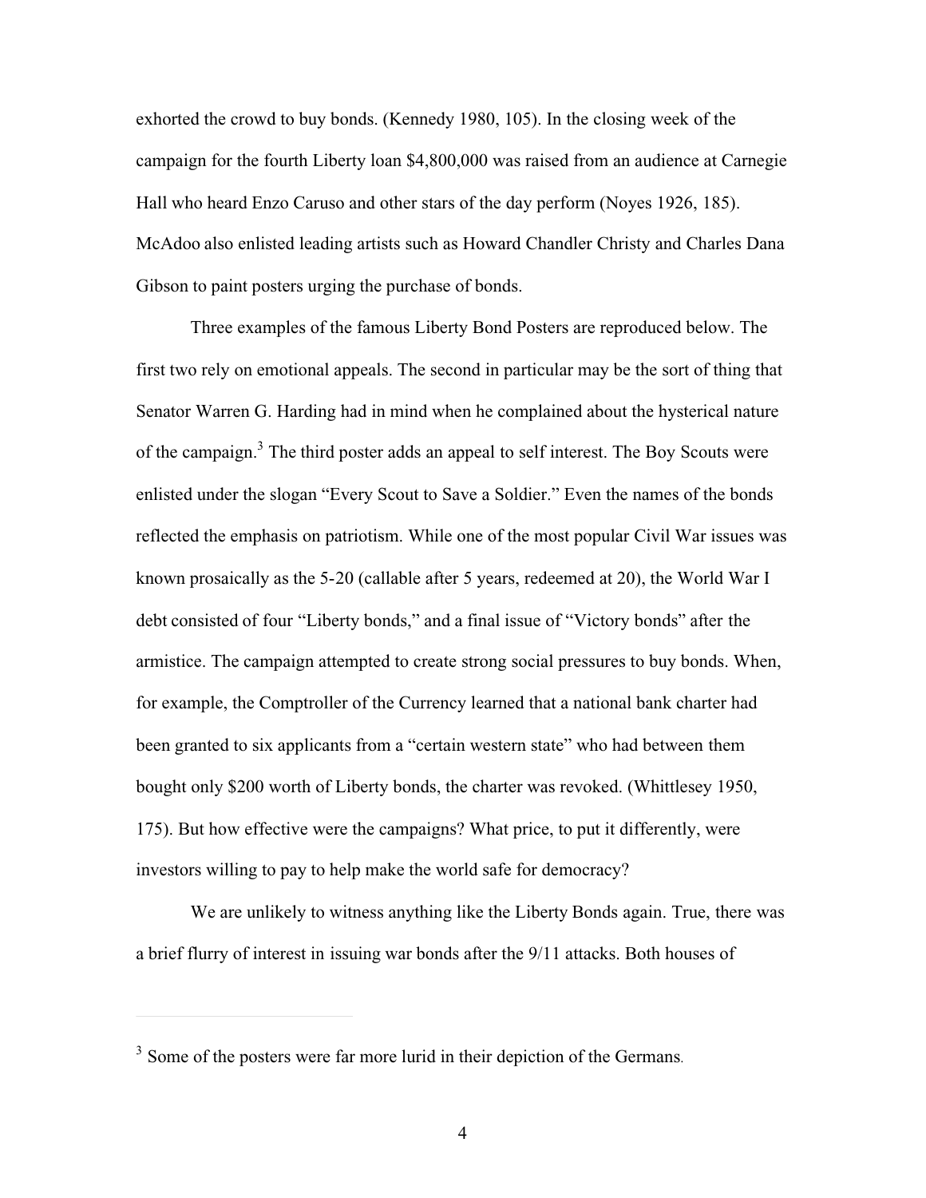exhorted the crowd to buy bonds. (Kennedy 1980, 105). In the closing week of the campaign for the fourth Liberty loan $4,800,000 was raised from an audience at Carnegie Hall who heard Enzo Caruso and other stars of the day perform (Noyes 1926, 185). McAdoo also enlisted leading artists such as Howard Chandler Christy and Charles Dana Gibson to paint posters urging the purchase of bonds.

Three examples of the famous Liberty Bond Posters are reproduced below. The first two rely on emotional appeals. The second in particular may be the sort of thing that Senator Warren G. Harding had in mind when he complained about the hysterical nature of the campaign.[3] The third poster adds an appeal to self interest. The Boy Scouts were enlisted under the slogan "Every Scout to Save a Soldier." Even the names of the bonds reflected the emphasis on patriotism. While one of the most popular Civil War issues was known prosaically as the 5-20 (callable after 5 years, redeemed at 20), the World War I debt consisted of four "Liberty bonds," and a final issue of "Victory bonds" after the armistice. The campaign attempted to create strong social pressures to buy bonds. When, for example, the Comptroller of the Currency learned that a national bank charter had been granted to six applicants from a "certain western state" who had between them bought only $200 worth of Liberty bonds, the charter was revoked. (Whittlesey 1950, 175). But how effective were the campaigns? What price, to put it differently, were investors willing to pay to help make the world safe for democracy?

We are unlikely to witness anything like the Liberty Bonds again. True, there was a brief flurry of interest in issuing war bonds after the 9/11 attacks. Both houses of

---

[3] Some of the posters were far more lurid in their depiction of the Germans.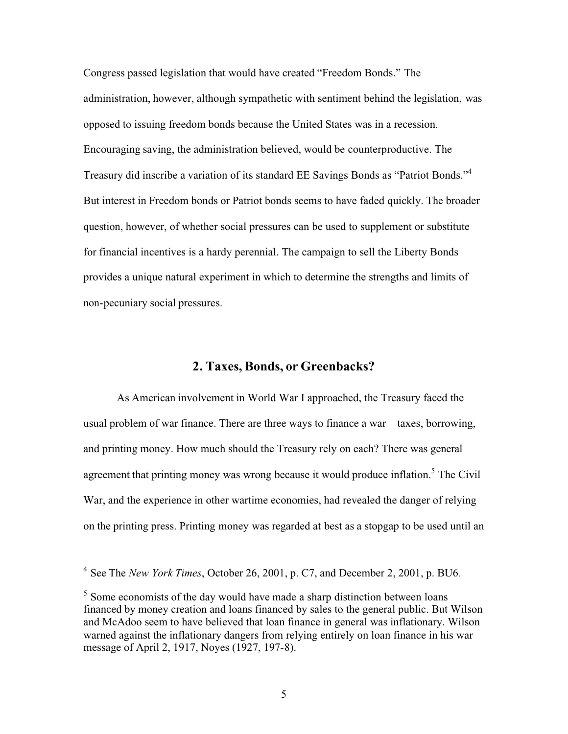Congress passed legislation that would have created "Freedom Bonds." The administration, however, although sympathetic with sentiment behind the legislation, was opposed to issuing freedom bonds because the United States was in a recession. Encouraging saving, the administration believed, would be counterproductive. The Treasury did inscribe a variation of its standard EE Savings Bonds as "Patriot Bonds."[4] But interest in Freedom bonds or Patriot bonds seems to have faded quickly. The broader question, however, of whether social pressures can be used to supplement or substitute for financial incentives is a hardy perennial. The campaign to sell the Liberty Bonds provides a unique natural experiment in which to determine the strengths and limits of non-pecuniary social pressures.

## 2. Taxes, Bonds, or Greenbacks?

As American involvement in World War I approached, the Treasury faced the usual problem of war finance. There are three ways to finance a war – taxes, borrowing, and printing money. How much should the Treasury rely on each? There was general agreement that printing money was wrong because it would produce inflation.[5] The Civil War, and the experience in other wartime economies, had revealed the danger of relying on the printing press. Printing money was regarded at best as a stopgap to be used until an

---

[4] See The *New York Times*, October 26, 2001, p. C7, and December 2, 2001, p. BU6.

[5] Some economists of the day would have made a sharp distinction between loans financed by money creation and loans financed by sales to the general public. But Wilson and McAdoo seem to have believed that loan finance in general was inflationary. Wilson warned against the inflationary dangers from relying entirely on loan finance in his war message of April 2, 1917, Noyes (1927, 197-8).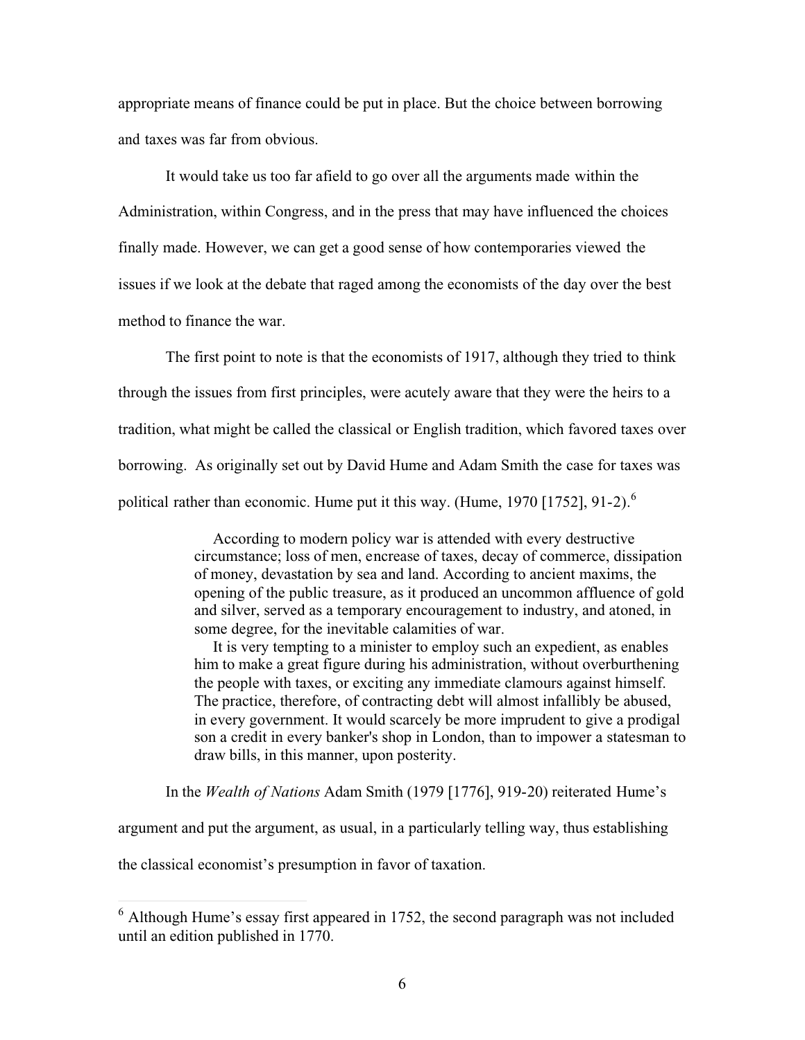appropriate means of finance could be put in place. But the choice between borrowing and taxes was far from obvious.

It would take us too far afield to go over all the arguments made within the Administration, within Congress, and in the press that may have influenced the choices finally made. However, we can get a good sense of how contemporaries viewed the issues if we look at the debate that raged among the economists of the day over the best method to finance the war.

The first point to note is that the economists of 1917, although they tried to think through the issues from first principles, were acutely aware that they were the heirs to a tradition, what might be called the classical or English tradition, which favored taxes over borrowing. As originally set out by David Hume and Adam Smith the case for taxes was political rather than economic. Hume put it this way. (Hume, 1970 [1752], 91-2).[6]

> According to modern policy war is attended with every destructive circumstance; loss of men, encrease of taxes, decay of commerce, dissipation of money, devastation by sea and land. According to ancient maxims, the opening of the public treasure, as it produced an uncommon affluence of gold and silver, served as a temporary encouragement to industry, and atoned, in some degree, for the inevitable calamities of war.
>
> It is very tempting to a minister to employ such an expedient, as enables him to make a great figure during his administration, without overburthening the people with taxes, or exciting any immediate clamours against himself. The practice, therefore, of contracting debt will almost infallibly be abused, in every government. It would scarcely be more imprudent to give a prodigal son a credit in every banker's shop in London, than to impower a statesman to draw bills, in this manner, upon posterity.

In the *Wealth of Nations* Adam Smith (1979 [1776], 919-20) reiterated Hume's argument and put the argument, as usual, in a particularly telling way, thus establishing the classical economist's presumption in favor of taxation.

[6] Although Hume's essay first appeared in 1752, the second paragraph was not included until an edition published in 1770.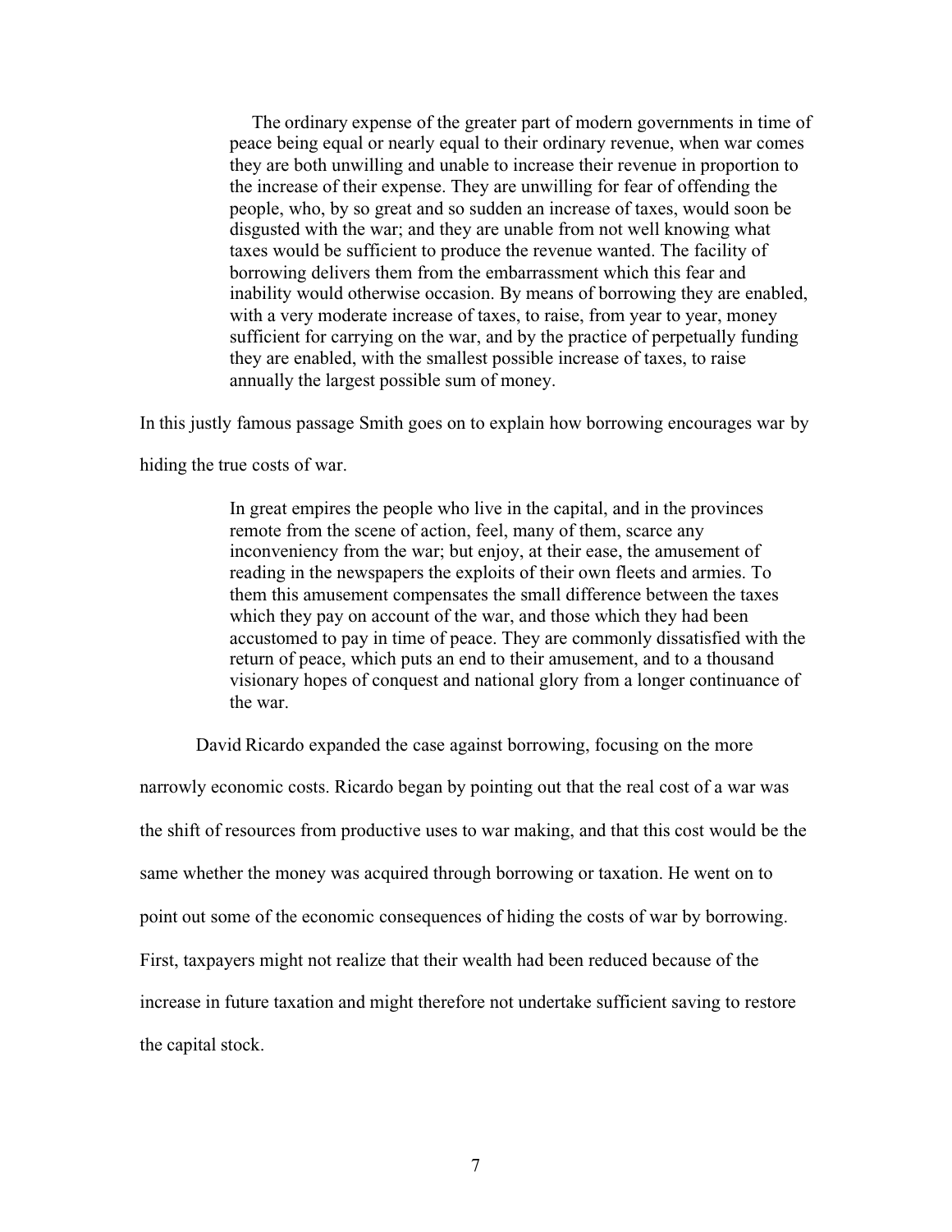> The ordinary expense of the greater part of modern governments in time of peace being equal or nearly equal to their ordinary revenue, when war comes they are both unwilling and unable to increase their revenue in proportion to the increase of their expense. They are unwilling for fear of offending the people, who, by so great and so sudden an increase of taxes, would soon be disgusted with the war; and they are unable from not well knowing what taxes would be sufficient to produce the revenue wanted. The facility of borrowing delivers them from the embarrassment which this fear and inability would otherwise occasion. By means of borrowing they are enabled, with a very moderate increase of taxes, to raise, from year to year, money sufficient for carrying on the war, and by the practice of perpetually funding they are enabled, with the smallest possible increase of taxes, to raise annually the largest possible sum of money.

In this justly famous passage Smith goes on to explain how borrowing encourages war by hiding the true costs of war.

> In great empires the people who live in the capital, and in the provinces remote from the scene of action, feel, many of them, scarce any inconveniency from the war; but enjoy, at their ease, the amusement of reading in the newspapers the exploits of their own fleets and armies. To them this amusement compensates the small difference between the taxes which they pay on account of the war, and those which they had been accustomed to pay in time of peace. They are commonly dissatisfied with the return of peace, which puts an end to their amusement, and to a thousand visionary hopes of conquest and national glory from a longer continuance of the war.

David Ricardo expanded the case against borrowing, focusing on the more narrowly economic costs. Ricardo began by pointing out that the real cost of a war was the shift of resources from productive uses to war making, and that this cost would be the same whether the money was acquired through borrowing or taxation. He went on to point out some of the economic consequences of hiding the costs of war by borrowing. First, taxpayers might not realize that their wealth had been reduced because of the increase in future taxation and might therefore not undertake sufficient saving to restore the capital stock.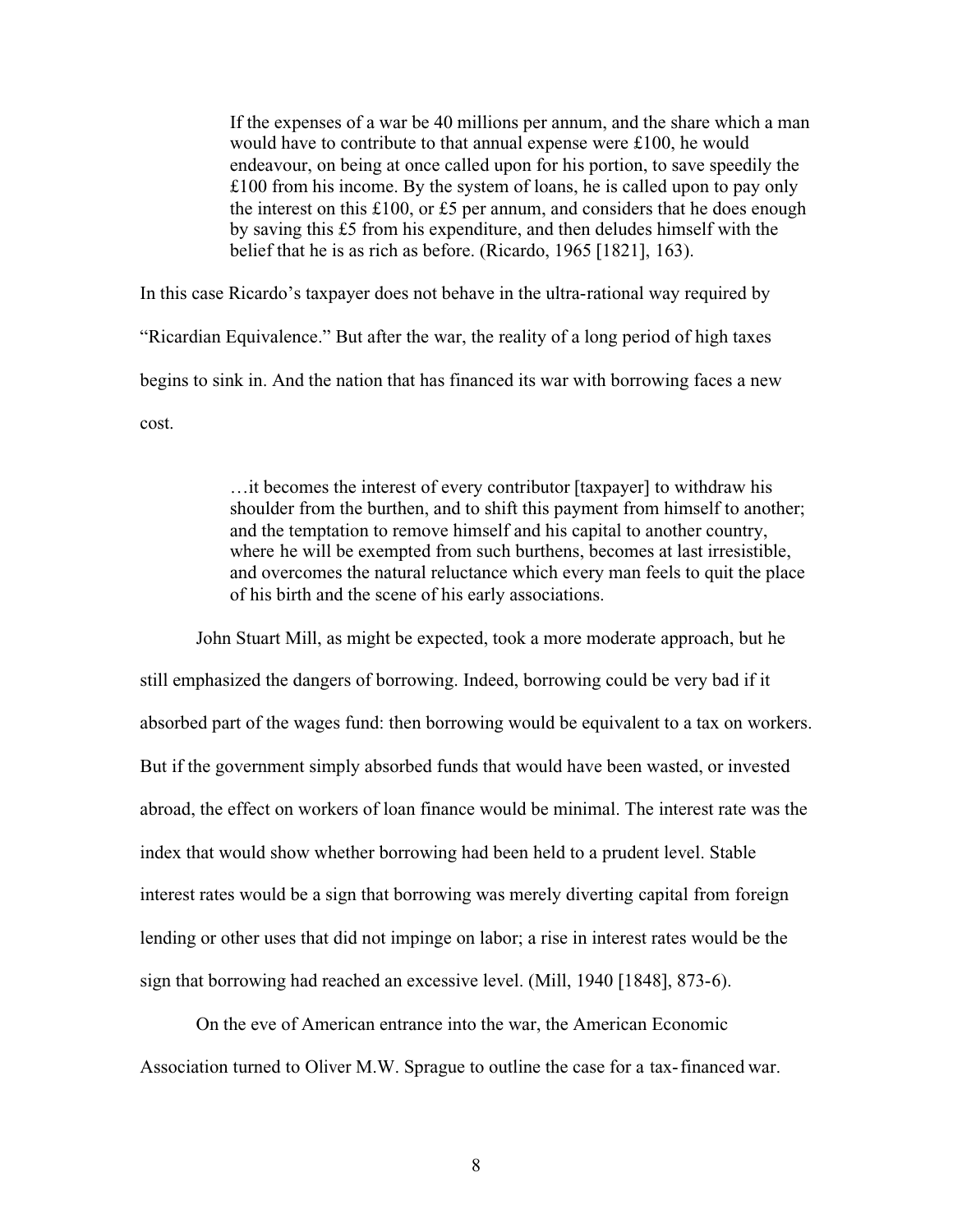> If the expenses of a war be 40 millions per annum, and the share which a man would have to contribute to that annual expense were £100, he would endeavour, on being at once called upon for his portion, to save speedily the £100 from his income. By the system of loans, he is called upon to pay only the interest on this £100, or £5 per annum, and considers that he does enough by saving this £5 from his expenditure, and then deludes himself with the belief that he is as rich as before. (Ricardo, 1965 [1821], 163).

In this case Ricardo's taxpayer does not behave in the ultra-rational way required by "Ricardian Equivalence." But after the war, the reality of a long period of high taxes begins to sink in. And the nation that has financed its war with borrowing faces a new cost.

> …it becomes the interest of every contributor [taxpayer] to withdraw his shoulder from the burthen, and to shift this payment from himself to another; and the temptation to remove himself and his capital to another country, where he will be exempted from such burthens, becomes at last irresistible, and overcomes the natural reluctance which every man feels to quit the place of his birth and the scene of his early associations.

John Stuart Mill, as might be expected, took a more moderate approach, but he still emphasized the dangers of borrowing. Indeed, borrowing could be very bad if it absorbed part of the wages fund: then borrowing would be equivalent to a tax on workers. But if the government simply absorbed funds that would have been wasted, or invested abroad, the effect on workers of loan finance would be minimal. The interest rate was the index that would show whether borrowing had been held to a prudent level. Stable interest rates would be a sign that borrowing was merely diverting capital from foreign lending or other uses that did not impinge on labor; a rise in interest rates would be the sign that borrowing had reached an excessive level. (Mill, 1940 [1848], 873-6).

On the eve of American entrance into the war, the American Economic Association turned to Oliver M.W. Sprague to outline the case for a tax-financed war.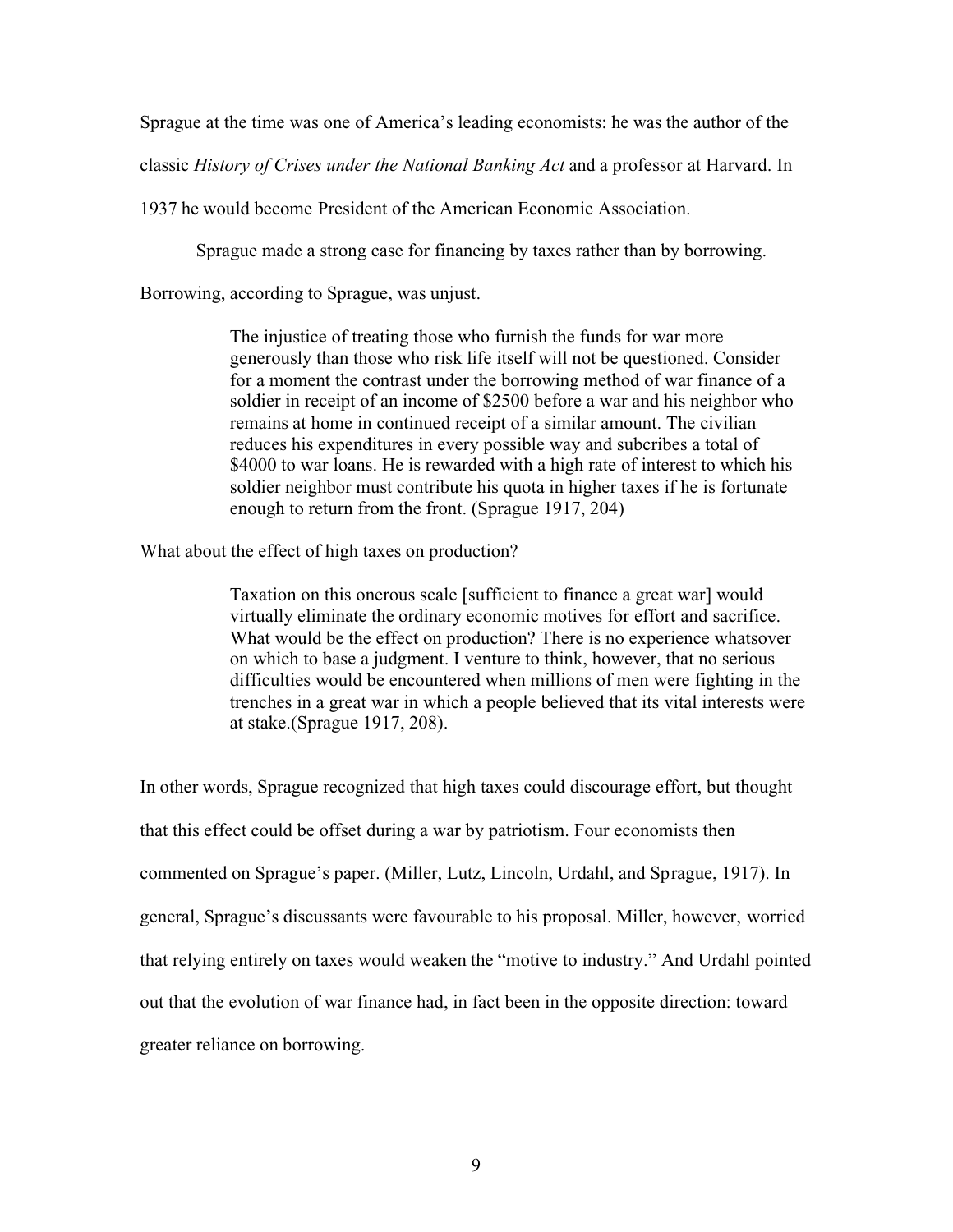Sprague at the time was one of America's leading economists: he was the author of the classic *History of Crises under the National Banking Act* and a professor at Harvard. In 1937 he would become President of the American Economic Association.

Sprague made a strong case for financing by taxes rather than by borrowing. Borrowing, according to Sprague, was unjust.

> The injustice of treating those who furnish the funds for war more generously than those who risk life itself will not be questioned. Consider for a moment the contrast under the borrowing method of war finance of a soldier in receipt of an income of $2500 before a war and his neighbor who remains at home in continued receipt of a similar amount. The civilian reduces his expenditures in every possible way and subcribes a total of $4000 to war loans. He is rewarded with a high rate of interest to which his soldier neighbor must contribute his quota in higher taxes if he is fortunate enough to return from the front. (Sprague 1917, 204)

What about the effect of high taxes on production?

> Taxation on this onerous scale [sufficient to finance a great war] would virtually eliminate the ordinary economic motives for effort and sacrifice. What would be the effect on production? There is no experience whatsoever on which to base a judgment. I venture to think, however, that no serious difficulties would be encountered when millions of men were fighting in the trenches in a great war in which a people believed that its vital interests were at stake.(Sprague 1917, 208).

In other words, Sprague recognized that high taxes could discourage effort, but thought that this effect could be offset during a war by patriotism. Four economists then commented on Sprague's paper. (Miller, Lutz, Lincoln, Urdahl, and Sprague, 1917). In general, Sprague's discussants were favourable to his proposal. Miller, however, worried that relying entirely on taxes would weaken the "motive to industry." And Urdahl pointed out that the evolution of war finance had, in fact been in the opposite direction: toward greater reliance on borrowing.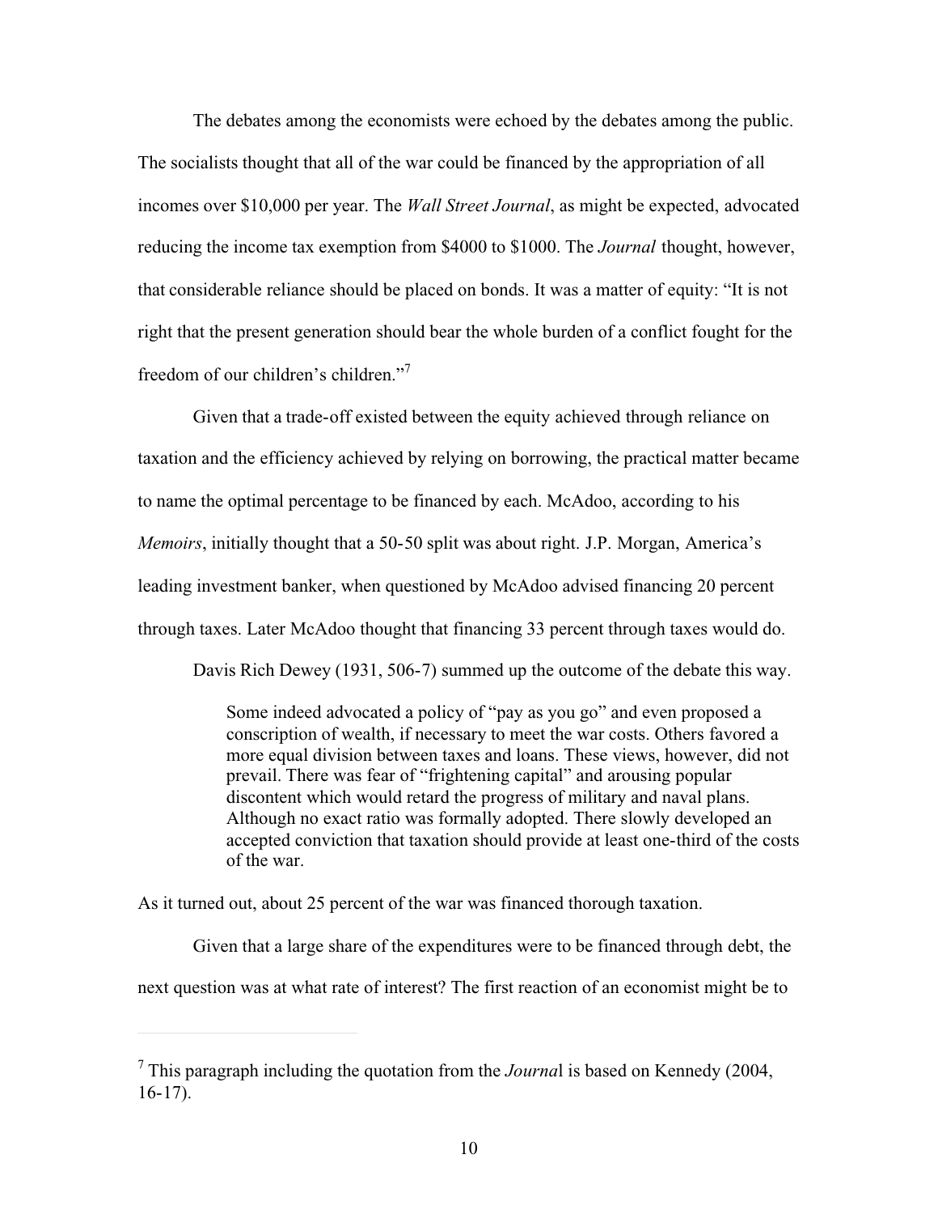The debates among the economists were echoed by the debates among the public. The socialists thought that all of the war could be financed by the appropriation of all incomes over $10,000 per year. The *Wall Street Journal*, as might be expected, advocated reducing the income tax exemption from $4000 to $1000. The *Journal* thought, however, that considerable reliance should be placed on bonds. It was a matter of equity: "It is not right that the present generation should bear the whole burden of a conflict fought for the freedom of our children's children."[7]

Given that a trade-off existed between the equity achieved through reliance on taxation and the efficiency achieved by relying on borrowing, the practical matter became to name the optimal percentage to be financed by each. McAdoo, according to his *Memoirs*, initially thought that a 50-50 split was about right. J.P. Morgan, America's leading investment banker, when questioned by McAdoo advised financing 20 percent through taxes. Later McAdoo thought that financing 33 percent through taxes would do.

Davis Rich Dewey (1931, 506-7) summed up the outcome of the debate this way.

> Some indeed advocated a policy of "pay as you go" and even proposed a conscription of wealth, if necessary to meet the war costs. Others favored a more equal division between taxes and loans. These views, however, did not prevail. There was fear of "frightening capital" and arousing popular discontent which would retard the progress of military and naval plans. Although no exact ratio was formally adopted. There slowly developed an accepted conviction that taxation should provide at least one-third of the costs of the war.

As it turned out, about 25 percent of the war was financed thorough taxation.

Given that a large share of the expenditures were to be financed through debt, the next question was at what rate of interest? The first reaction of an economist might be to

---

[7] This paragraph including the quotation from the *Journal* is based on Kennedy (2004, 16-17).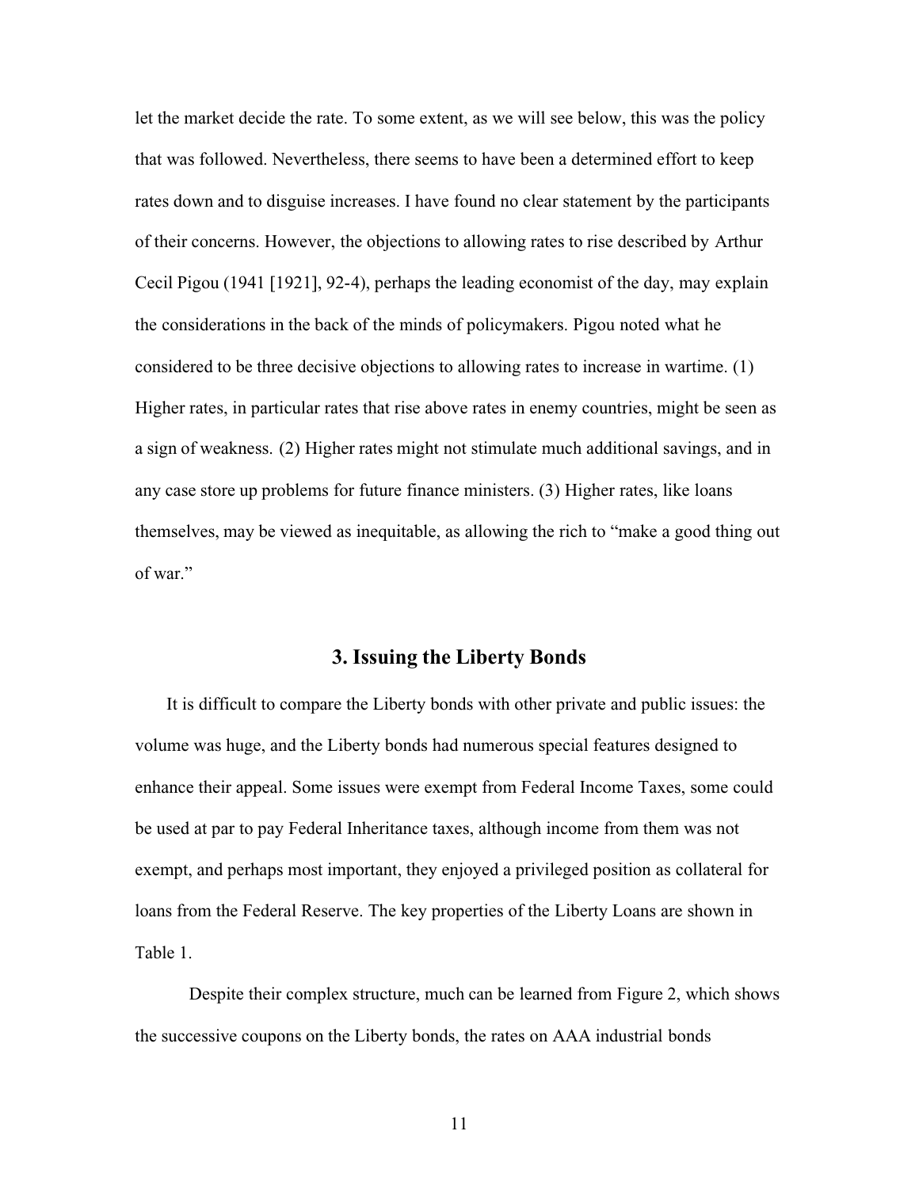let the market decide the rate. To some extent, as we will see below, this was the policy that was followed. Nevertheless, there seems to have been a determined effort to keep rates down and to disguise increases. I have found no clear statement by the participants of their concerns. However, the objections to allowing rates to rise described by Arthur Cecil Pigou (1941 [1921], 92-4), perhaps the leading economist of the day, may explain the considerations in the back of the minds of policymakers. Pigou noted what he considered to be three decisive objections to allowing rates to increase in wartime. (1) Higher rates, in particular rates that rise above rates in enemy countries, might be seen as a sign of weakness. (2) Higher rates might not stimulate much additional savings, and in any case store up problems for future finance ministers. (3) Higher rates, like loans themselves, may be viewed as inequitable, as allowing the rich to "make a good thing out of war."

## 3. Issuing the Liberty Bonds

It is difficult to compare the Liberty bonds with other private and public issues: the volume was huge, and the Liberty bonds had numerous special features designed to enhance their appeal. Some issues were exempt from Federal Income Taxes, some could be used at par to pay Federal Inheritance taxes, although income from them was not exempt, and perhaps most important, they enjoyed a privileged position as collateral for loans from the Federal Reserve. The key properties of the Liberty Loans are shown in Table 1.

Despite their complex structure, much can be learned from Figure 2, which shows the successive coupons on the Liberty bonds, the rates on AAA industrial bonds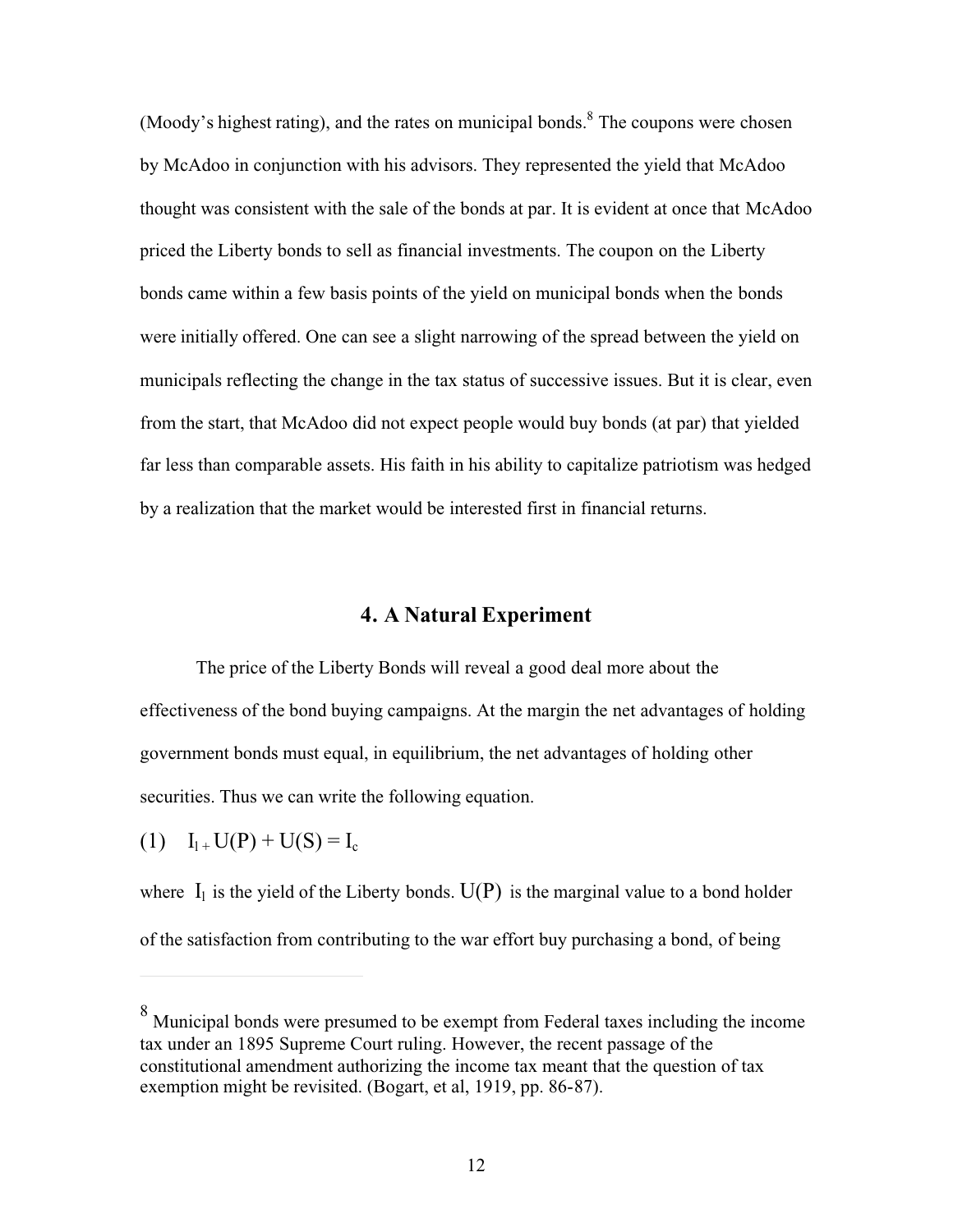(Moody's highest rating), and the rates on municipal bonds.[8] The coupons were chosen by McAdoo in conjunction with his advisors. They represented the yield that McAdoo thought was consistent with the sale of the bonds at par. It is evident at once that McAdoo priced the Liberty bonds to sell as financial investments. The coupon on the Liberty bonds came within a few basis points of the yield on municipal bonds when the bonds were initially offered. One can see a slight narrowing of the spread between the yield on municipals reflecting the change in the tax status of successive issues. But it is clear, even from the start, that McAdoo did not expect people would buy bonds (at par) that yielded far less than comparable assets. His faith in his ability to capitalize patriotism was hedged by a realization that the market would be interested first in financial returns.

## 4. A Natural Experiment

The price of the Liberty Bonds will reveal a good deal more about the effectiveness of the bond buying campaigns. At the margin the net advantages of holding government bonds must equal, in equilibrium, the net advantages of holding other securities. Thus we can write the following equation.

$$(1) \quad I_l + U(P) + U(S) = I_c$$

where $I_l$ is the yield of the Liberty bonds. $U(P)$ is the marginal value to a bond holder of the satisfaction from contributing to the war effort buy purchasing a bond, of being

[8] Municipal bonds were presumed to be exempt from Federal taxes including the income tax under an 1895 Supreme Court ruling. However, the recent passage of the constitutional amendment authorizing the income tax meant that the question of tax exemption might be revisited. (Bogart, et al, 1919, pp. 86-87).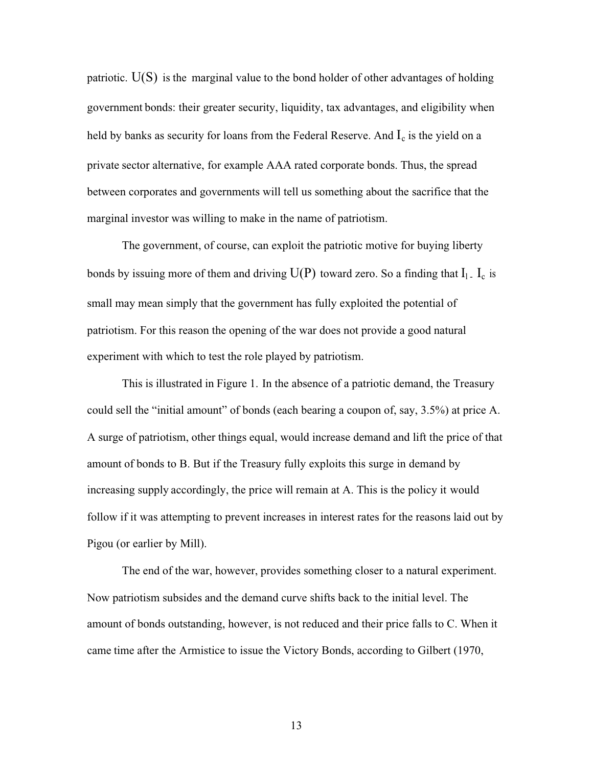patriotic. $U(S)$ is the marginal value to the bond holder of other advantages of holding government bonds: their greater security, liquidity, tax advantages, and eligibility when held by banks as security for loans from the Federal Reserve. And $I_c$ is the yield on a private sector alternative, for example AAA rated corporate bonds. Thus, the spread between corporates and governments will tell us something about the sacrifice that the marginal investor was willing to make in the name of patriotism.

The government, of course, can exploit the patriotic motive for buying liberty bonds by issuing more of them and driving $U(P)$ toward zero. So a finding that $I_l - I_c$ is small may mean simply that the government has fully exploited the potential of patriotism. For this reason the opening of the war does not provide a good natural experiment with which to test the role played by patriotism.

This is illustrated in Figure 1. In the absence of a patriotic demand, the Treasury could sell the "initial amount" of bonds (each bearing a coupon of, say, 3.5%) at price A. A surge of patriotism, other things equal, would increase demand and lift the price of that amount of bonds to B. But if the Treasury fully exploits this surge in demand by increasing supply accordingly, the price will remain at A. This is the policy it would follow if it was attempting to prevent increases in interest rates for the reasons laid out by Pigou (or earlier by Mill).

The end of the war, however, provides something closer to a natural experiment. Now patriotism subsides and the demand curve shifts back to the initial level. The amount of bonds outstanding, however, is not reduced and their price falls to C. When it came time after the Armistice to issue the Victory Bonds, according to Gilbert (1970,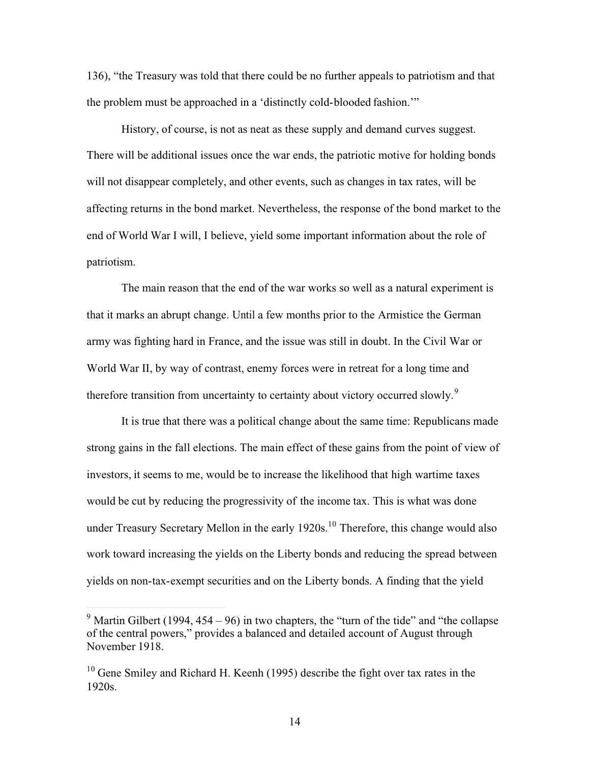136), "the Treasury was told that there could be no further appeals to patriotism and that the problem must be approached in a 'distinctly cold-blooded fashion.'"

History, of course, is not as neat as these supply and demand curves suggest. There will be additional issues once the war ends, the patriotic motive for holding bonds will not disappear completely, and other events, such as changes in tax rates, will be affecting returns in the bond market. Nevertheless, the response of the bond market to the end of World War I will, I believe, yield some important information about the role of patriotism.

The main reason that the end of the war works so well as a natural experiment is that it marks an abrupt change. Until a few months prior to the Armistice the German army was fighting hard in France, and the issue was still in doubt. In the Civil War or World War II, by way of contrast, enemy forces were in retreat for a long time and therefore transition from uncertainty to certainty about victory occurred slowly.[9]

It is true that there was a political change about the same time: Republicans made strong gains in the fall elections. The main effect of these gains from the point of view of investors, it seems to me, would be to increase the likelihood that high wartime taxes would be cut by reducing the progressivity of the income tax. This is what was done under Treasury Secretary Mellon in the early 1920s.[10] Therefore, this change would also work toward increasing the yields on the Liberty bonds and reducing the spread between yields on non-tax-exempt securities and on the Liberty bonds. A finding that the yield

[9] Martin Gilbert (1994, 454 – 96) in two chapters, the "turn of the tide" and "the collapse of the central powers," provides a balanced and detailed account of August through November 1918.

[10] Gene Smiley and Richard H. Keenh (1995) describe the fight over tax rates in the 1920s.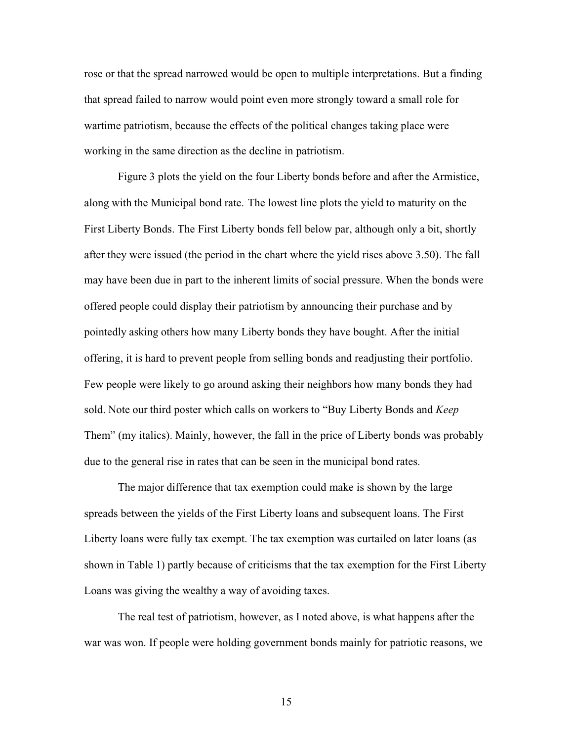rose or that the spread narrowed would be open to multiple interpretations. But a finding that spread failed to narrow would point even more strongly toward a small role for wartime patriotism, because the effects of the political changes taking place were working in the same direction as the decline in patriotism.

Figure 3 plots the yield on the four Liberty bonds before and after the Armistice, along with the Municipal bond rate. The lowest line plots the yield to maturity on the First Liberty Bonds. The First Liberty bonds fell below par, although only a bit, shortly after they were issued (the period in the chart where the yield rises above 3.50). The fall may have been due in part to the inherent limits of social pressure. When the bonds were offered people could display their patriotism by announcing their purchase and by pointedly asking others how many Liberty bonds they have bought. After the initial offering, it is hard to prevent people from selling bonds and readjusting their portfolio. Few people were likely to go around asking their neighbors how many bonds they had sold. Note our third poster which calls on workers to "Buy Liberty Bonds and *Keep* Them" (my italics). Mainly, however, the fall in the price of Liberty bonds was probably due to the general rise in rates that can be seen in the municipal bond rates.

The major difference that tax exemption could make is shown by the large spreads between the yields of the First Liberty loans and subsequent loans. The First Liberty loans were fully tax exempt. The tax exemption was curtailed on later loans (as shown in Table 1) partly because of criticisms that the tax exemption for the First Liberty Loans was giving the wealthy a way of avoiding taxes.

The real test of patriotism, however, as I noted above, is what happens after the war was won. If people were holding government bonds mainly for patriotic reasons, we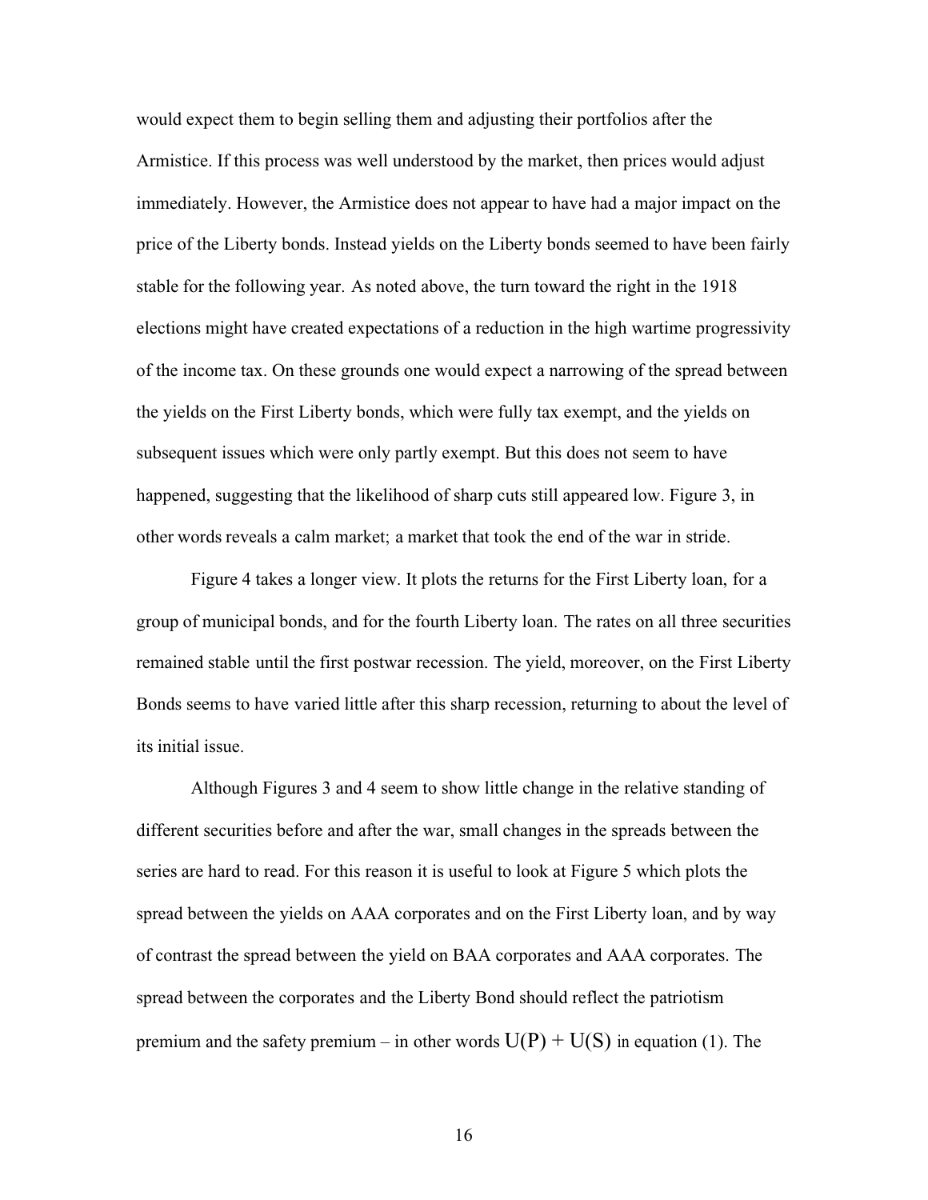would expect them to begin selling them and adjusting their portfolios after the Armistice. If this process was well understood by the market, then prices would adjust immediately. However, the Armistice does not appear to have had a major impact on the price of the Liberty bonds. Instead yields on the Liberty bonds seemed to have been fairly stable for the following year. As noted above, the turn toward the right in the 1918 elections might have created expectations of a reduction in the high wartime progressivity of the income tax. On these grounds one would expect a narrowing of the spread between the yields on the First Liberty bonds, which were fully tax exempt, and the yields on subsequent issues which were only partly exempt. But this does not seem to have happened, suggesting that the likelihood of sharp cuts still appeared low. Figure 3, in other words reveals a calm market; a market that took the end of the war in stride.

Figure 4 takes a longer view. It plots the returns for the First Liberty loan, for a group of municipal bonds, and for the fourth Liberty loan. The rates on all three securities remained stable until the first postwar recession. The yield, moreover, on the First Liberty Bonds seems to have varied little after this sharp recession, returning to about the level of its initial issue.

Although Figures 3 and 4 seem to show little change in the relative standing of different securities before and after the war, small changes in the spreads between the series are hard to read. For this reason it is useful to look at Figure 5 which plots the spread between the yields on AAA corporates and on the First Liberty loan, and by way of contrast the spread between the yield on BAA corporates and AAA corporates. The spread between the corporates and the Liberty Bond should reflect the patriotism premium and the safety premium – in other words $U(P) + U(S)$ in equation (1). The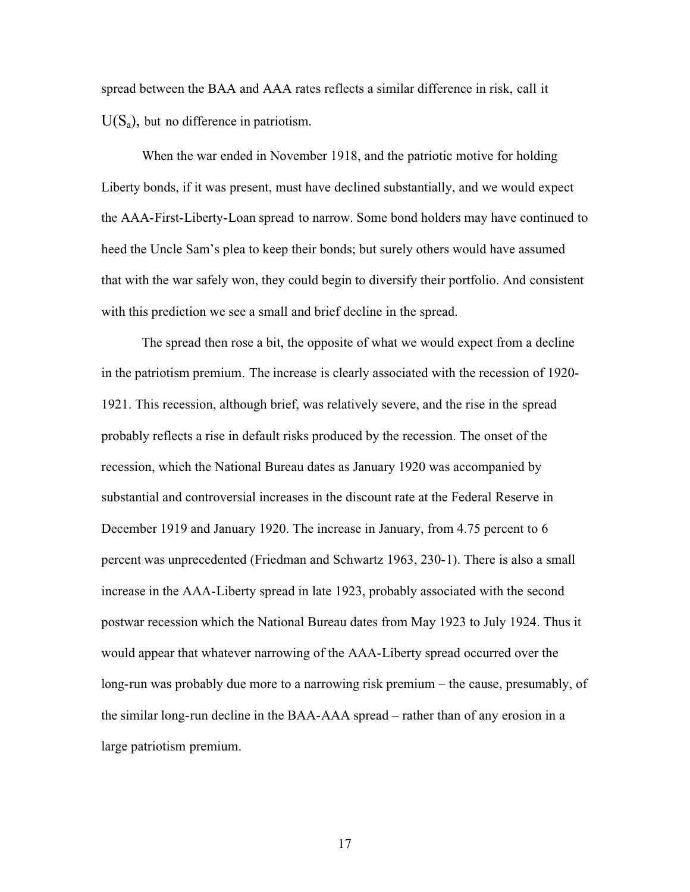spread between the BAA and AAA rates reflects a similar difference in risk, call it $U(S_a)$, but no difference in patriotism.

When the war ended in November 1918, and the patriotic motive for holding Liberty bonds, if it was present, must have declined substantially, and we would expect the AAA-First-Liberty-Loan spread to narrow. Some bond holders may have continued to heed the Uncle Sam's plea to keep their bonds; but surely others would have assumed that with the war safely won, they could begin to diversify their portfolio. And consistent with this prediction we see a small and brief decline in the spread.

The spread then rose a bit, the opposite of what we would expect from a decline in the patriotism premium. The increase is clearly associated with the recession of 1920-1921. This recession, although brief, was relatively severe, and the rise in the spread probably reflects a rise in default risks produced by the recession. The onset of the recession, which the National Bureau dates as January 1920 was accompanied by substantial and controversial increases in the discount rate at the Federal Reserve in December 1919 and January 1920. The increase in January, from 4.75 percent to 6 percent was unprecedented (Friedman and Schwartz 1963, 230-1). There is also a small increase in the AAA-Liberty spread in late 1923, probably associated with the second postwar recession which the National Bureau dates from May 1923 to July 1924. Thus it would appear that whatever narrowing of the AAA-Liberty spread occurred over the long-run was probably due more to a narrowing risk premium – the cause, presumably, of the similar long-run decline in the BAA-AAA spread – rather than of any erosion in a large patriotism premium.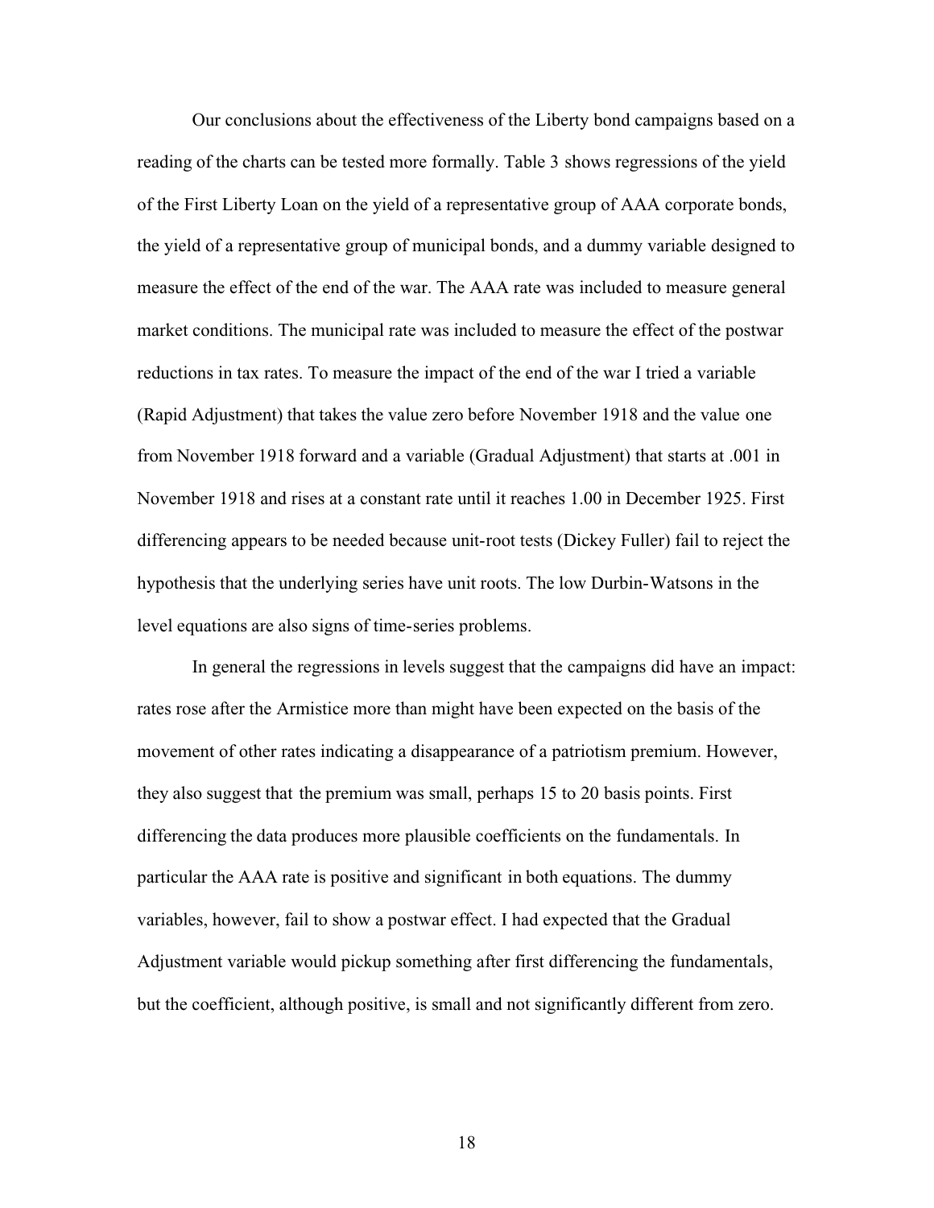Our conclusions about the effectiveness of the Liberty bond campaigns based on a reading of the charts can be tested more formally. Table 3 shows regressions of the yield of the First Liberty Loan on the yield of a representative group of AAA corporate bonds, the yield of a representative group of municipal bonds, and a dummy variable designed to measure the effect of the end of the war. The AAA rate was included to measure general market conditions. The municipal rate was included to measure the effect of the postwar reductions in tax rates. To measure the impact of the end of the war I tried a variable (Rapid Adjustment) that takes the value zero before November 1918 and the value one from November 1918 forward and a variable (Gradual Adjustment) that starts at .001 in November 1918 and rises at a constant rate until it reaches 1.00 in December 1925. First differencing appears to be needed because unit-root tests (Dickey Fuller) fail to reject the hypothesis that the underlying series have unit roots. The low Durbin-Watsons in the level equations are also signs of time-series problems.

In general the regressions in levels suggest that the campaigns did have an impact: rates rose after the Armistice more than might have been expected on the basis of the movement of other rates indicating a disappearance of a patriotism premium. However, they also suggest that the premium was small, perhaps 15 to 20 basis points. First differencing the data produces more plausible coefficients on the fundamentals. In particular the AAA rate is positive and significant in both equations. The dummy variables, however, fail to show a postwar effect. I had expected that the Gradual Adjustment variable would pickup something after first differencing the fundamentals, but the coefficient, although positive, is small and not significantly different from zero.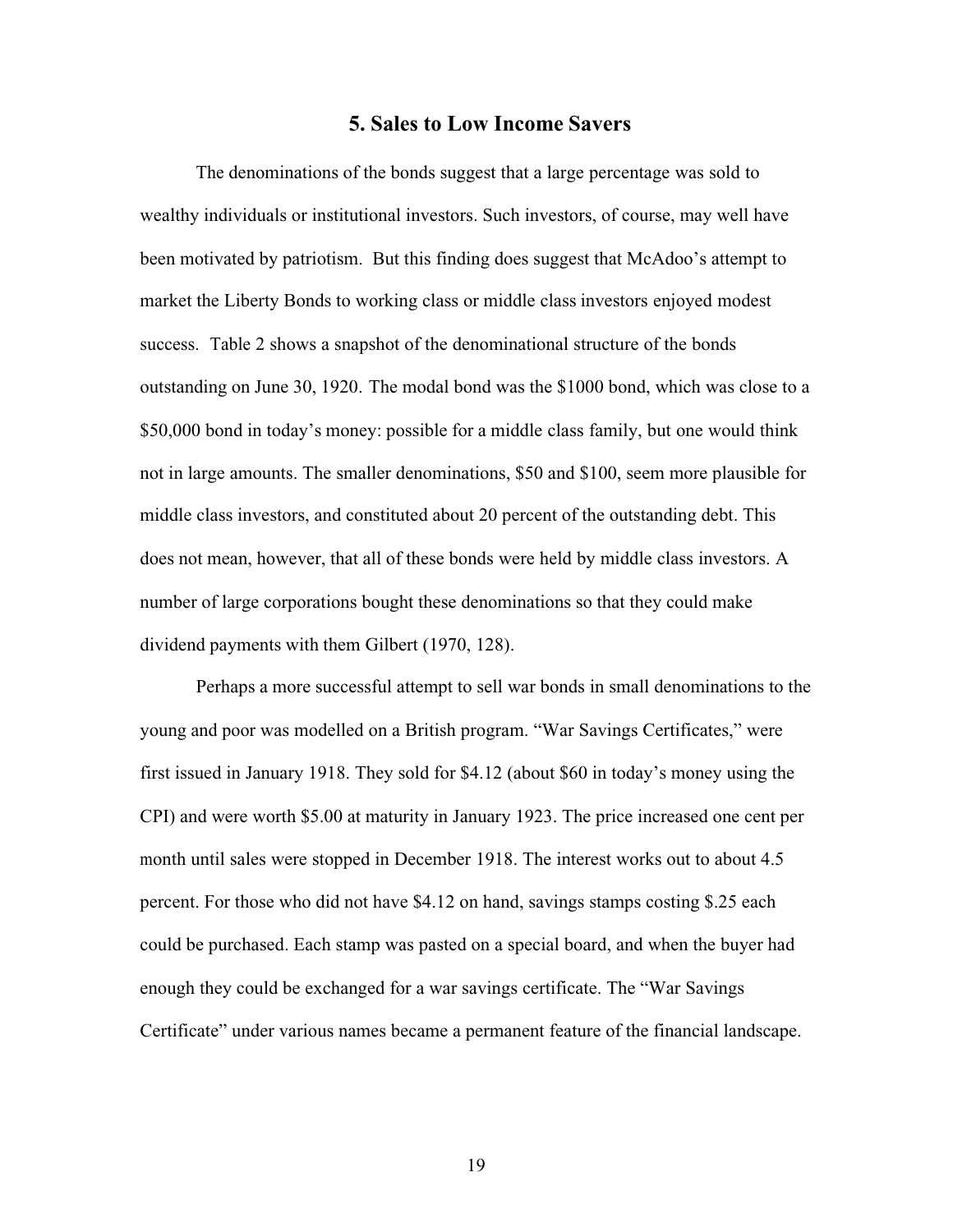## 5. Sales to Low Income Savers

The denominations of the bonds suggest that a large percentage was sold to wealthy individuals or institutional investors. Such investors, of course, may well have been motivated by patriotism. But this finding does suggest that McAdoo's attempt to market the Liberty Bonds to working class or middle class investors enjoyed modest success. Table 2 shows a snapshot of the denominational structure of the bonds outstanding on June 30, 1920. The modal bond was the $1000 bond, which was close to a $50,000 bond in today's money: possible for a middle class family, but one would think not in large amounts. The smaller denominations, $50 and $100, seem more plausible for middle class investors, and constituted about 20 percent of the outstanding debt. This does not mean, however, that all of these bonds were held by middle class investors. A number of large corporations bought these denominations so that they could make dividend payments with them Gilbert (1970, 128).

Perhaps a more successful attempt to sell war bonds in small denominations to the young and poor was modelled on a British program. "War Savings Certificates," were first issued in January 1918. They sold for $4.12 (about $60 in today's money using the CPI) and were worth $5.00 at maturity in January 1923. The price increased one cent per month until sales were stopped in December 1918. The interest works out to about 4.5 percent. For those who did not have $4.12 on hand, savings stamps costing $.25 each could be purchased. Each stamp was pasted on a special board, and when the buyer had enough they could be exchanged for a war savings certificate. The "War Savings Certificate" under various names became a permanent feature of the financial landscape.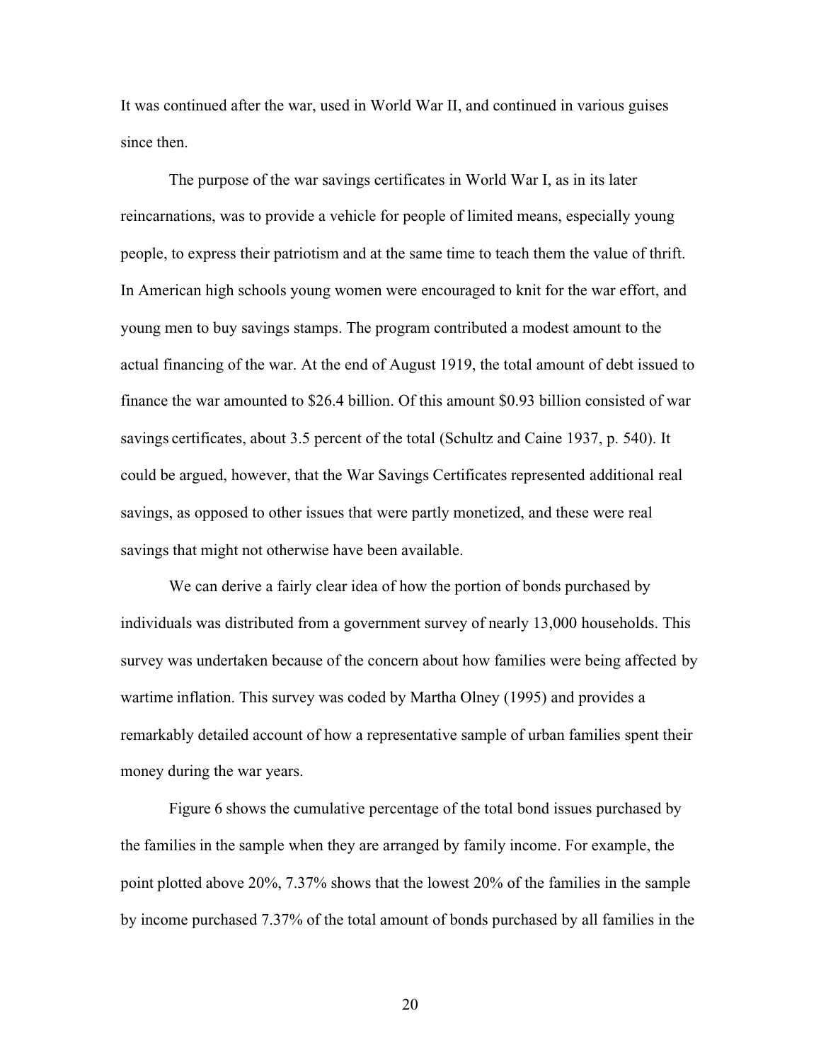It was continued after the war, used in World War II, and continued in various guises since then.

The purpose of the war savings certificates in World War I, as in its later reincarnations, was to provide a vehicle for people of limited means, especially young people, to express their patriotism and at the same time to teach them the value of thrift. In American high schools young women were encouraged to knit for the war effort, and young men to buy savings stamps. The program contributed a modest amount to the actual financing of the war. At the end of August 1919, the total amount of debt issued to finance the war amounted to \$26.4 billion. Of this amount \$0.93 billion consisted of war savings certificates, about 3.5 percent of the total (Schultz and Caine 1937, p. 540). It could be argued, however, that the War Savings Certificates represented additional real savings, as opposed to other issues that were partly monetized, and these were real savings that might not otherwise have been available.

We can derive a fairly clear idea of how the portion of bonds purchased by individuals was distributed from a government survey of nearly 13,000 households. This survey was undertaken because of the concern about how families were being affected by wartime inflation. This survey was coded by Martha Olney (1995) and provides a remarkably detailed account of how a representative sample of urban families spent their money during the war years.

Figure 6 shows the cumulative percentage of the total bond issues purchased by the families in the sample when they are arranged by family income. For example, the point plotted above 20%, 7.37% shows that the lowest 20% of the families in the sample by income purchased 7.37% of the total amount of bonds purchased by all families in the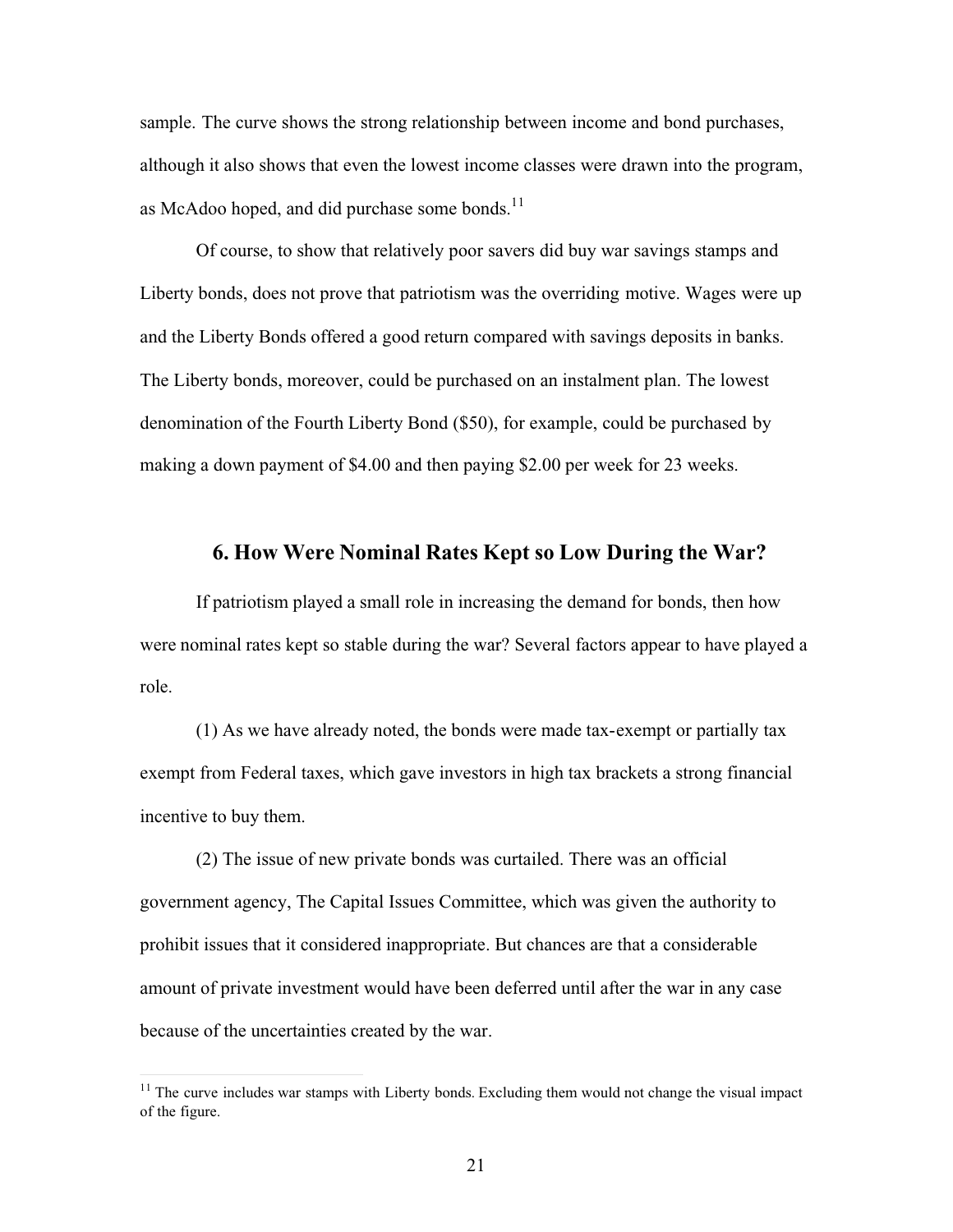sample. The curve shows the strong relationship between income and bond purchases, although it also shows that even the lowest income classes were drawn into the program, as McAdoo hoped, and did purchase some bonds.[11]

Of course, to show that relatively poor savers did buy war savings stamps and Liberty bonds, does not prove that patriotism was the overriding motive. Wages were up and the Liberty Bonds offered a good return compared with savings deposits in banks. The Liberty bonds, moreover, could be purchased on an instalment plan. The lowest denomination of the Fourth Liberty Bond ($50), for example, could be purchased by making a down payment of $4.00 and then paying $2.00 per week for 23 weeks.

## 6. How Were Nominal Rates Kept so Low During the War?

If patriotism played a small role in increasing the demand for bonds, then how were nominal rates kept so stable during the war? Several factors appear to have played a role.

(1) As we have already noted, the bonds were made tax-exempt or partially tax exempt from Federal taxes, which gave investors in high tax brackets a strong financial incentive to buy them.

(2) The issue of new private bonds was curtailed. There was an official government agency, The Capital Issues Committee, which was given the authority to prohibit issues that it considered inappropriate. But chances are that a considerable amount of private investment would have been deferred until after the war in any case because of the uncertainties created by the war.

[11] The curve includes war stamps with Liberty bonds. Excluding them would not change the visual impact of the figure.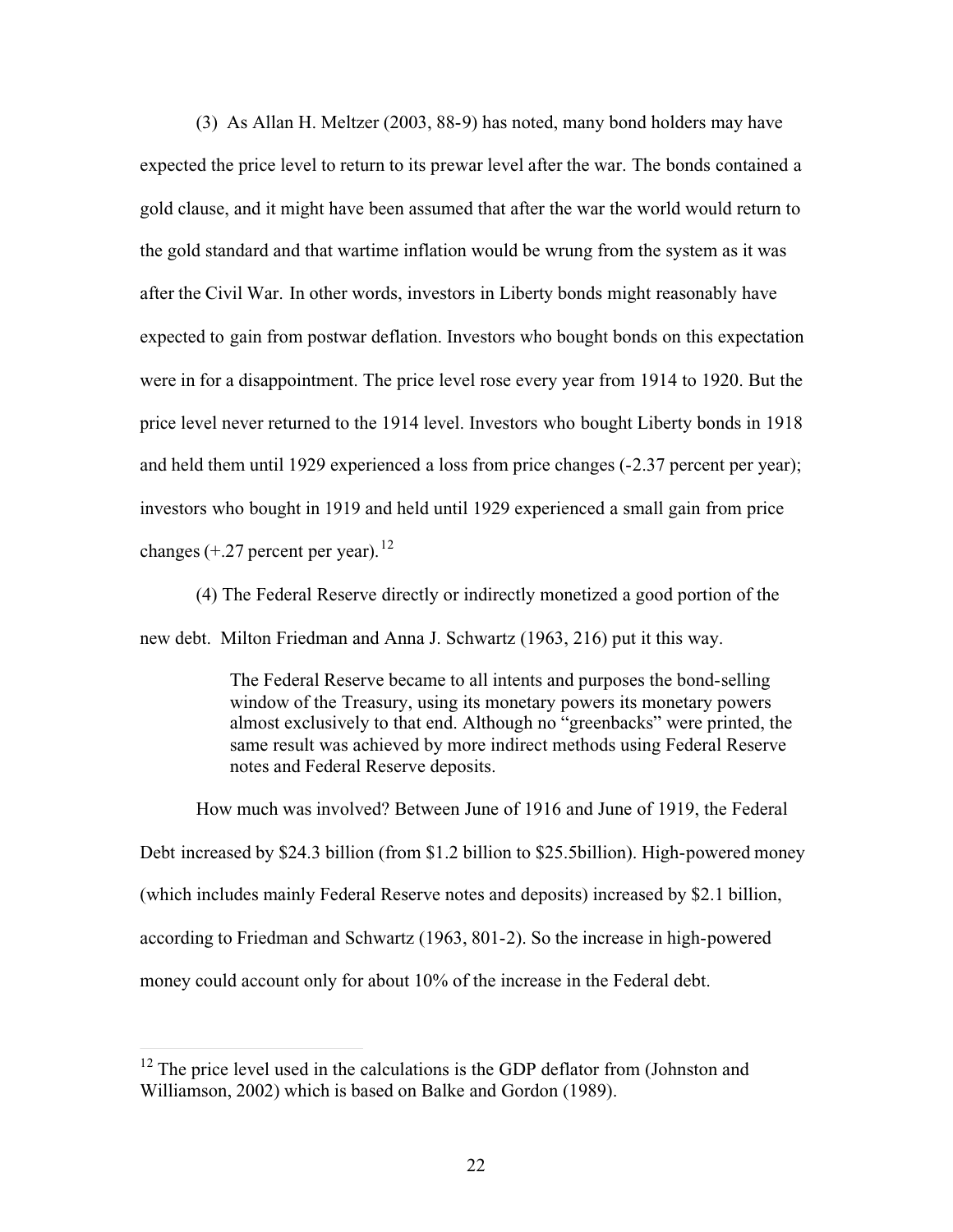(3) As Allan H. Meltzer (2003, 88-9) has noted, many bond holders may have expected the price level to return to its prewar level after the war. The bonds contained a gold clause, and it might have been assumed that after the war the world would return to the gold standard and that wartime inflation would be wrung from the system as it was after the Civil War. In other words, investors in Liberty bonds might reasonably have expected to gain from postwar deflation. Investors who bought bonds on this expectation were in for a disappointment. The price level rose every year from 1914 to 1920. But the price level never returned to the 1914 level. Investors who bought Liberty bonds in 1918 and held them until 1929 experienced a loss from price changes (-2.37 percent per year); investors who bought in 1919 and held until 1929 experienced a small gain from price changes (+.27 percent per year).[12]

(4) The Federal Reserve directly or indirectly monetized a good portion of the new debt. Milton Friedman and Anna J. Schwartz (1963, 216) put it this way.

> The Federal Reserve became to all intents and purposes the bond-selling window of the Treasury, using its monetary powers its monetary powers almost exclusively to that end. Although no "greenbacks" were printed, the same result was achieved by more indirect methods using Federal Reserve notes and Federal Reserve deposits.

How much was involved? Between June of 1916 and June of 1919, the Federal Debt increased by $24.3 billion (from $1.2 billion to $25.5billion). High-powered money (which includes mainly Federal Reserve notes and deposits) increased by $2.1 billion, according to Friedman and Schwartz (1963, 801-2). So the increase in high-powered money could account only for about 10% of the increase in the Federal debt.

---

[12] The price level used in the calculations is the GDP deflator from (Johnston and Williamson, 2002) which is based on Balke and Gordon (1989).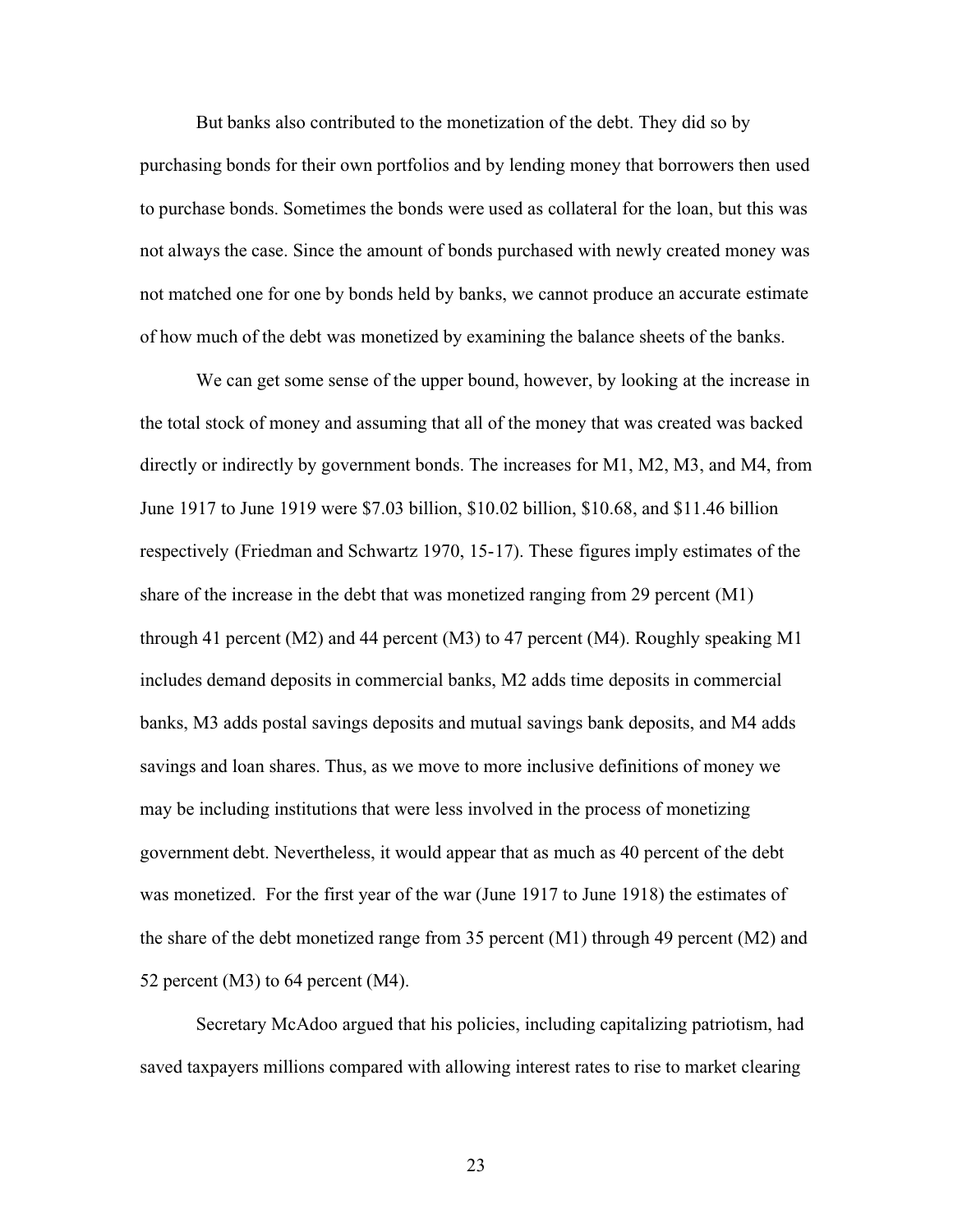But banks also contributed to the monetization of the debt. They did so by purchasing bonds for their own portfolios and by lending money that borrowers then used to purchase bonds. Sometimes the bonds were used as collateral for the loan, but this was not always the case. Since the amount of bonds purchased with newly created money was not matched one for one by bonds held by banks, we cannot produce an accurate estimate of how much of the debt was monetized by examining the balance sheets of the banks.

We can get some sense of the upper bound, however, by looking at the increase in the total stock of money and assuming that all of the money that was created was backed directly or indirectly by government bonds. The increases for M1, M2, M3, and M4, from June 1917 to June 1919 were $7.03 billion, $10.02 billion, $10.68, and $11.46 billion respectively (Friedman and Schwartz 1970, 15-17). These figures imply estimates of the share of the increase in the debt that was monetized ranging from 29 percent (M1) through 41 percent (M2) and 44 percent (M3) to 47 percent (M4). Roughly speaking M1 includes demand deposits in commercial banks, M2 adds time deposits in commercial banks, M3 adds postal savings deposits and mutual savings bank deposits, and M4 adds savings and loan shares. Thus, as we move to more inclusive definitions of money we may be including institutions that were less involved in the process of monetizing government debt. Nevertheless, it would appear that as much as 40 percent of the debt was monetized. For the first year of the war (June 1917 to June 1918) the estimates of the share of the debt monetized range from 35 percent (M1) through 49 percent (M2) and 52 percent (M3) to 64 percent (M4).

Secretary McAdoo argued that his policies, including capitalizing patriotism, had saved taxpayers millions compared with allowing interest rates to rise to market clearing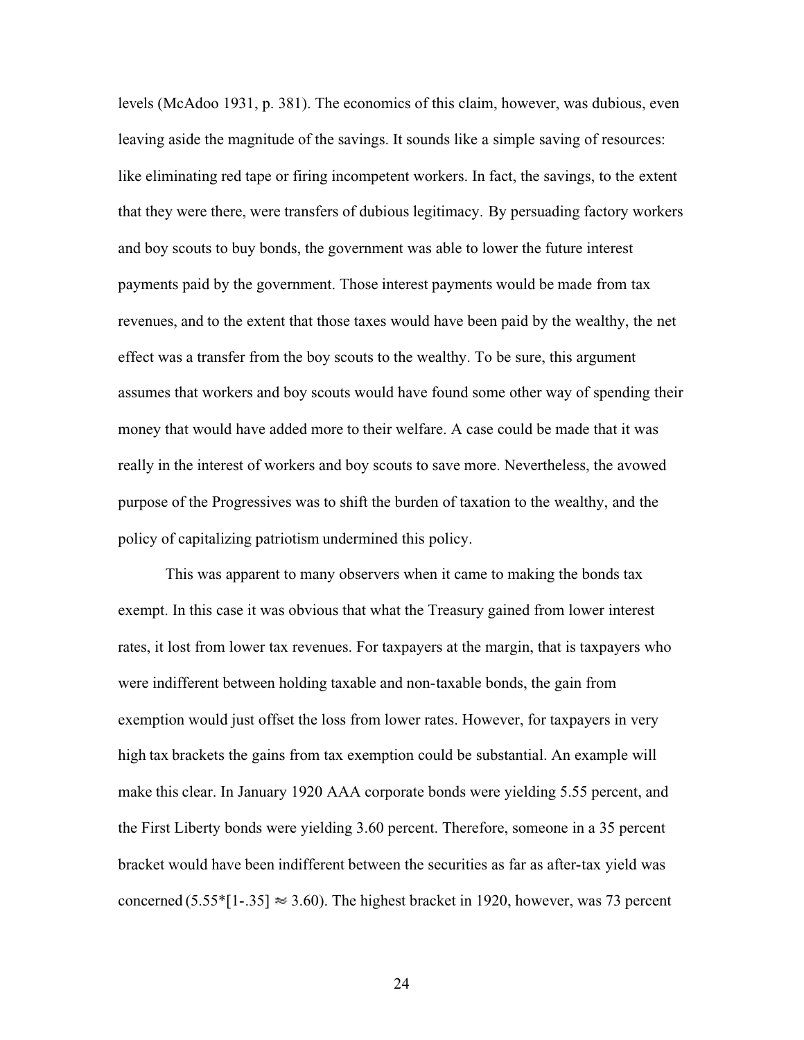levels (McAdoo 1931, p. 381). The economics of this claim, however, was dubious, even leaving aside the magnitude of the savings. It sounds like a simple saving of resources: like eliminating red tape or firing incompetent workers. In fact, the savings, to the extent that they were there, were transfers of dubious legitimacy. By persuading factory workers and boy scouts to buy bonds, the government was able to lower the future interest payments paid by the government. Those interest payments would be made from tax revenues, and to the extent that those taxes would have been paid by the wealthy, the net effect was a transfer from the boy scouts to the wealthy. To be sure, this argument assumes that workers and boy scouts would have found some other way of spending their money that would have added more to their welfare. A case could be made that it was really in the interest of workers and boy scouts to save more. Nevertheless, the avowed purpose of the Progressives was to shift the burden of taxation to the wealthy, and the policy of capitalizing patriotism undermined this policy.

This was apparent to many observers when it came to making the bonds tax exempt. In this case it was obvious that what the Treasury gained from lower interest rates, it lost from lower tax revenues. For taxpayers at the margin, that is taxpayers who were indifferent between holding taxable and non-taxable bonds, the gain from exemption would just offset the loss from lower rates. However, for taxpayers in very high tax brackets the gains from tax exemption could be substantial. An example will make this clear. In January 1920 AAA corporate bonds were yielding 5.55 percent, and the First Liberty bonds were yielding 3.60 percent. Therefore, someone in a 35 percent bracket would have been indifferent between the securities as far as after-tax yield was concerned ($5.55*[1-.35] \approx 3.60$). The highest bracket in 1920, however, was 73 percent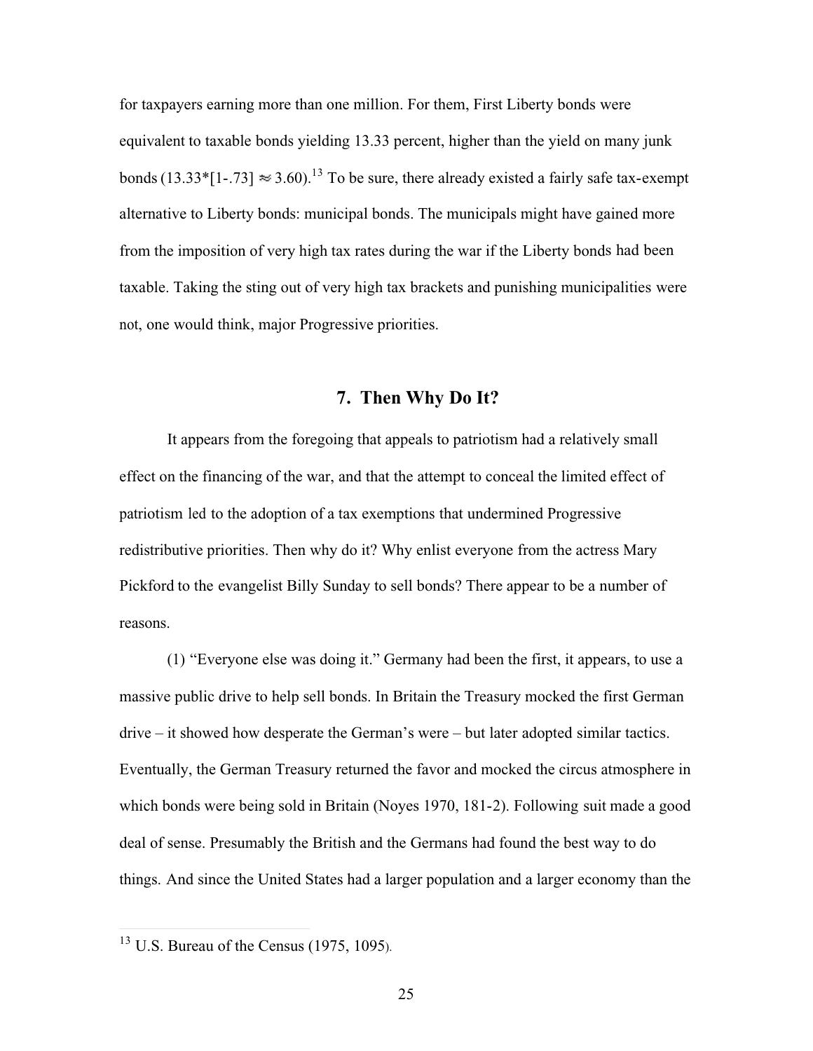for taxpayers earning more than one million. For them, First Liberty bonds were equivalent to taxable bonds yielding 13.33 percent, higher than the yield on many junk bonds ($13.33*[1-.73] \approx 3.60$).[13] To be sure, there already existed a fairly safe tax-exempt alternative to Liberty bonds: municipal bonds. The municipals might have gained more from the imposition of very high tax rates during the war if the Liberty bonds had been taxable. Taking the sting out of very high tax brackets and punishing municipalities were not, one would think, major Progressive priorities.

## 7. Then Why Do It?

It appears from the foregoing that appeals to patriotism had a relatively small effect on the financing of the war, and that the attempt to conceal the limited effect of patriotism led to the adoption of a tax exemptions that undermined Progressive redistributive priorities. Then why do it? Why enlist everyone from the actress Mary Pickford to the evangelist Billy Sunday to sell bonds? There appear to be a number of reasons.

(1) "Everyone else was doing it." Germany had been the first, it appears, to use a massive public drive to help sell bonds. In Britain the Treasury mocked the first German drive – it showed how desperate the German's were – but later adopted similar tactics. Eventually, the German Treasury returned the favor and mocked the circus atmosphere in which bonds were being sold in Britain (Noyes 1970, 181-2). Following suit made a good deal of sense. Presumably the British and the Germans had found the best way to do things. And since the United States had a larger population and a larger economy than the

[13] U.S. Bureau of the Census (1975, 1095).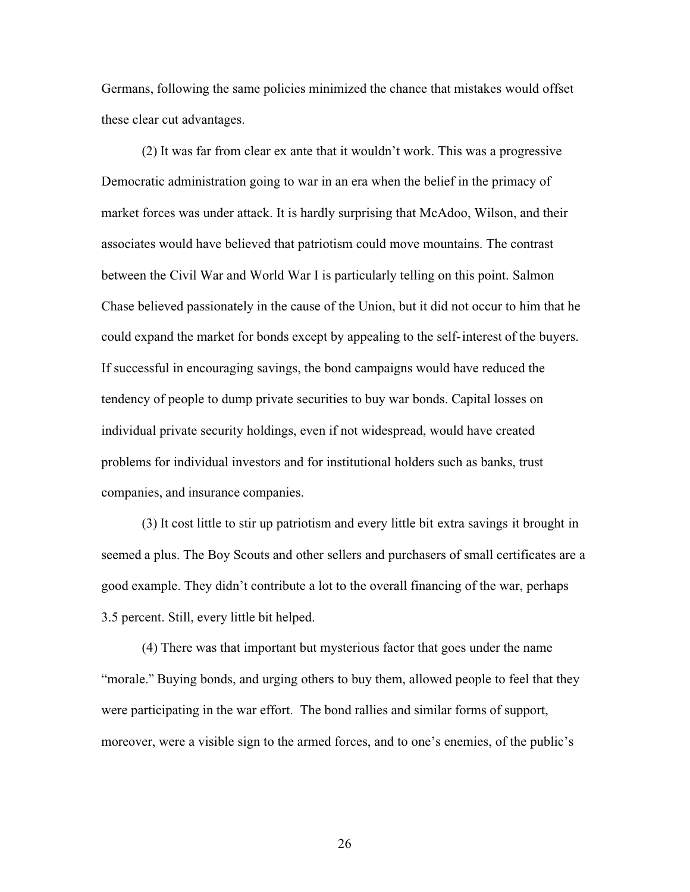Germans, following the same policies minimized the chance that mistakes would offset these clear cut advantages.

(2) It was far from clear ex ante that it wouldn't work. This was a progressive Democratic administration going to war in an era when the belief in the primacy of market forces was under attack. It is hardly surprising that McAdoo, Wilson, and their associates would have believed that patriotism could move mountains. The contrast between the Civil War and World War I is particularly telling on this point. Salmon Chase believed passionately in the cause of the Union, but it did not occur to him that he could expand the market for bonds except by appealing to the self-interest of the buyers. If successful in encouraging savings, the bond campaigns would have reduced the tendency of people to dump private securities to buy war bonds. Capital losses on individual private security holdings, even if not widespread, would have created problems for individual investors and for institutional holders such as banks, trust companies, and insurance companies.

(3) It cost little to stir up patriotism and every little bit extra savings it brought in seemed a plus. The Boy Scouts and other sellers and purchasers of small certificates are a good example. They didn't contribute a lot to the overall financing of the war, perhaps 3.5 percent. Still, every little bit helped.

(4) There was that important but mysterious factor that goes under the name "morale." Buying bonds, and urging others to buy them, allowed people to feel that they were participating in the war effort. The bond rallies and similar forms of support, moreover, were a visible sign to the armed forces, and to one's enemies, of the public's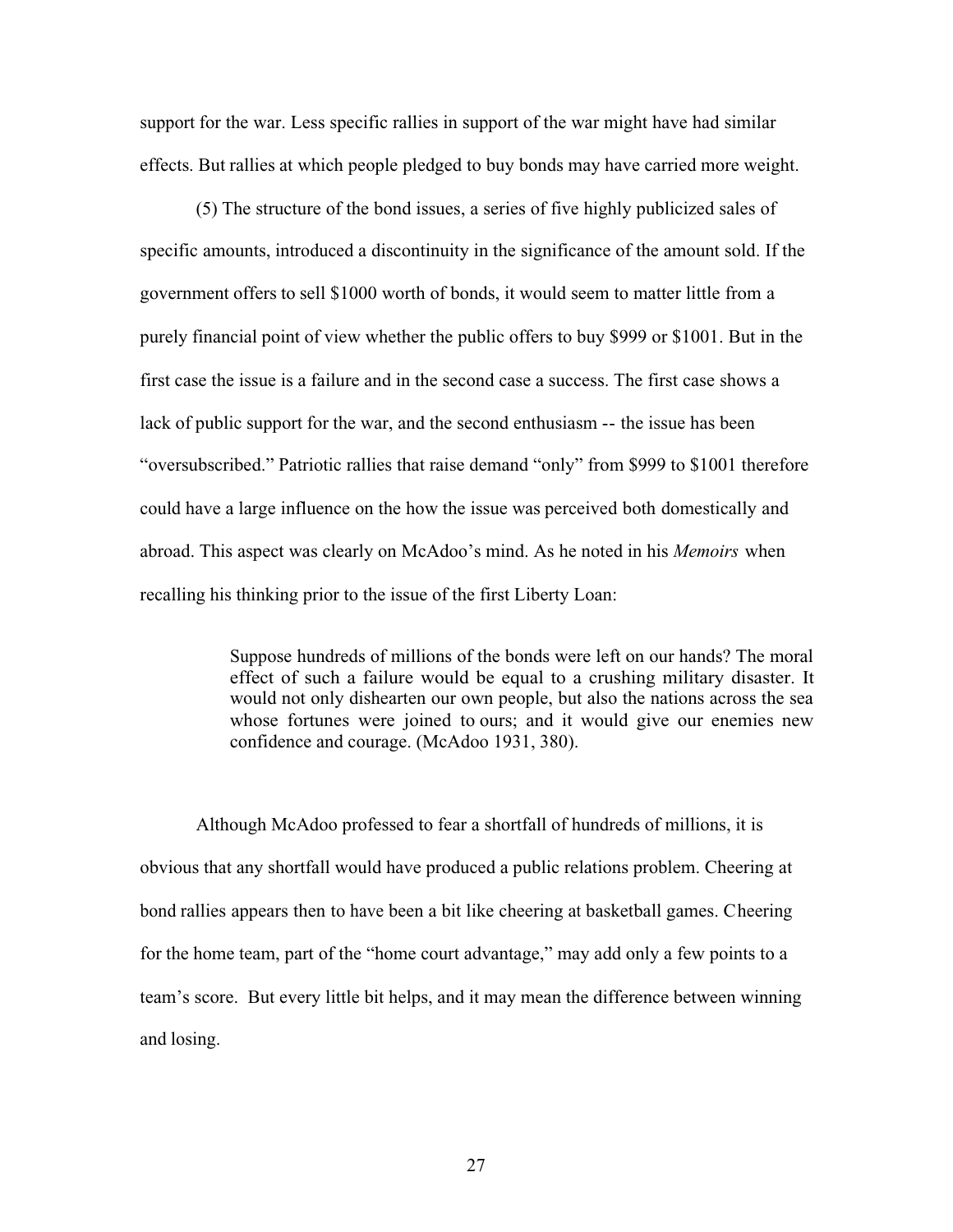support for the war. Less specific rallies in support of the war might have had similar effects. But rallies at which people pledged to buy bonds may have carried more weight.

(5) The structure of the bond issues, a series of five highly publicized sales of specific amounts, introduced a discontinuity in the significance of the amount sold. If the government offers to sell $1000 worth of bonds, it would seem to matter little from a purely financial point of view whether the public offers to buy $999 or $1001. But in the first case the issue is a failure and in the second case a success. The first case shows a lack of public support for the war, and the second enthusiasm -- the issue has been "oversubscribed." Patriotic rallies that raise demand "only" from $999 to $1001 therefore could have a large influence on the how the issue was perceived both domestically and abroad. This aspect was clearly on McAdoo's mind. As he noted in his *Memoirs* when recalling his thinking prior to the issue of the first Liberty Loan:

> Suppose hundreds of millions of the bonds were left on our hands? The moral effect of such a failure would be equal to a crushing military disaster. It would not only dishearten our own people, but also the nations across the sea whose fortunes were joined to ours; and it would give our enemies new confidence and courage. (McAdoo 1931, 380).

Although McAdoo professed to fear a shortfall of hundreds of millions, it is obvious that any shortfall would have produced a public relations problem. Cheering at bond rallies appears then to have been a bit like cheering at basketball games. Cheering for the home team, part of the "home court advantage," may add only a few points to a team's score. But every little bit helps, and it may mean the difference between winning and losing.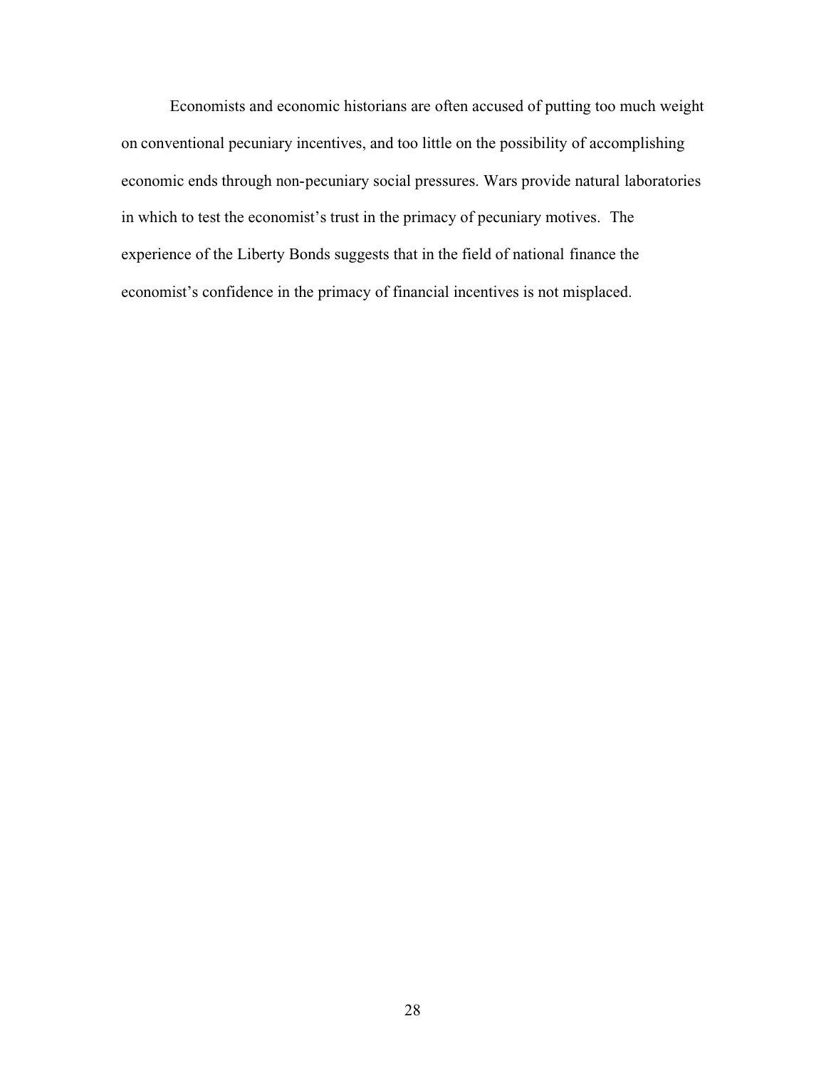Economists and economic historians are often accused of putting too much weight on conventional pecuniary incentives, and too little on the possibility of accomplishing economic ends through non-pecuniary social pressures. Wars provide natural laboratories in which to test the economist's trust in the primacy of pecuniary motives. The experience of the Liberty Bonds suggests that in the field of national finance the economist's confidence in the primacy of financial incentives is not misplaced.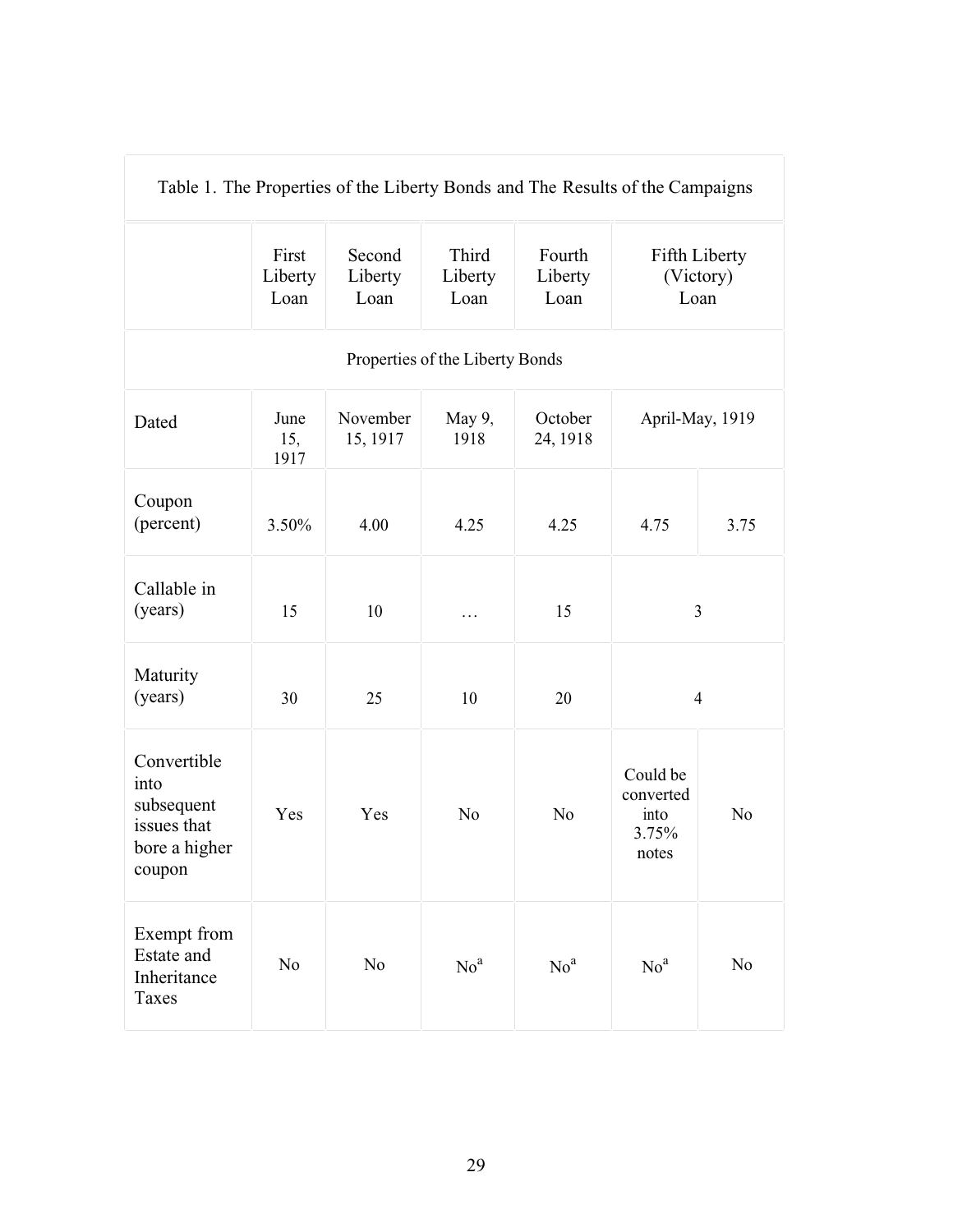Table 1. The Properties of the Liberty Bonds and The Results of the Campaigns

| | First Liberty Loan | Second Liberty Loan | Third Liberty Loan | Fourth Liberty Loan | Fifth Liberty (Victory) Loan | |
|---|---|---|---|---|---|---|
| **Properties of the Liberty Bonds** | | | | | | |
| Dated | June 15, 1917 | November 15, 1917 | May 9, 1918 | October 24, 1918 | April-May, 1919 | |
| Coupon (percent) | 3.50% | 4.00 | 4.25 | 4.25 | 4.75 | 3.75 |
| Callable in (years) | 15 | 10 | … | 15 | 3 | |
| Maturity (years) | 30 | 25 | 10 | 20 | 4 | |
| Convertible into subsequent issues that bore a higher coupon | Yes | Yes | No | No | Could be converted into 3.75% notes | No |
| Exempt from Estate and Inheritance Taxes | No | No | No[a] | No[a] | No[a] | No |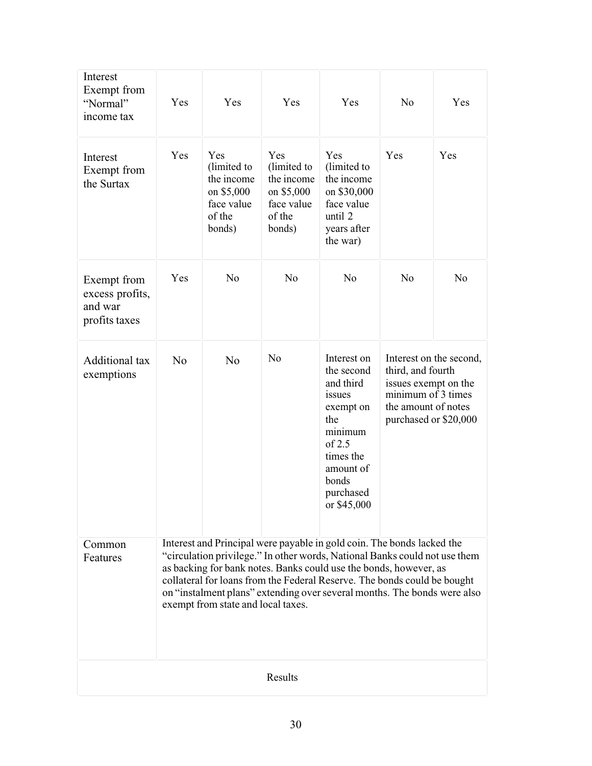| | | | | | | |
|---|---|---|---|---|---|---|
| Interest Exempt from "Normal" income tax | Yes | Yes | Yes | Yes | No | Yes |
| Interest Exempt from the Surtax | Yes | Yes (limited to the income on $5,000 face value of the bonds) | Yes (limited to the income on $5,000 face value of the bonds) | Yes (limited to the income on $30,000 face value until 2 years after the war) | Yes | Yes |
| Exempt from excess profits, and war profits taxes | Yes | No | No | No | No | No |
| Additional tax exemptions | No | No | No | Interest on the second and third issues exempt on the minimum of 2.5 times the amount of bonds purchased or $45,000 | Interest on the second, third, and fourth issues exempt on the minimum of 3 times the amount of notes purchased or $20,000 | |
| Common Features | Interest and Principal were payable in gold coin. The bonds lacked the "circulation privilege." In other words, National Banks could not use them as backing for bank notes. Banks could use the bonds, however, as collateral for loans from the Federal Reserve. The bonds could be bought on "instalment plans" extending over several months. The bonds were also exempt from state and local taxes. | | | | | |
| Results | | | | | | |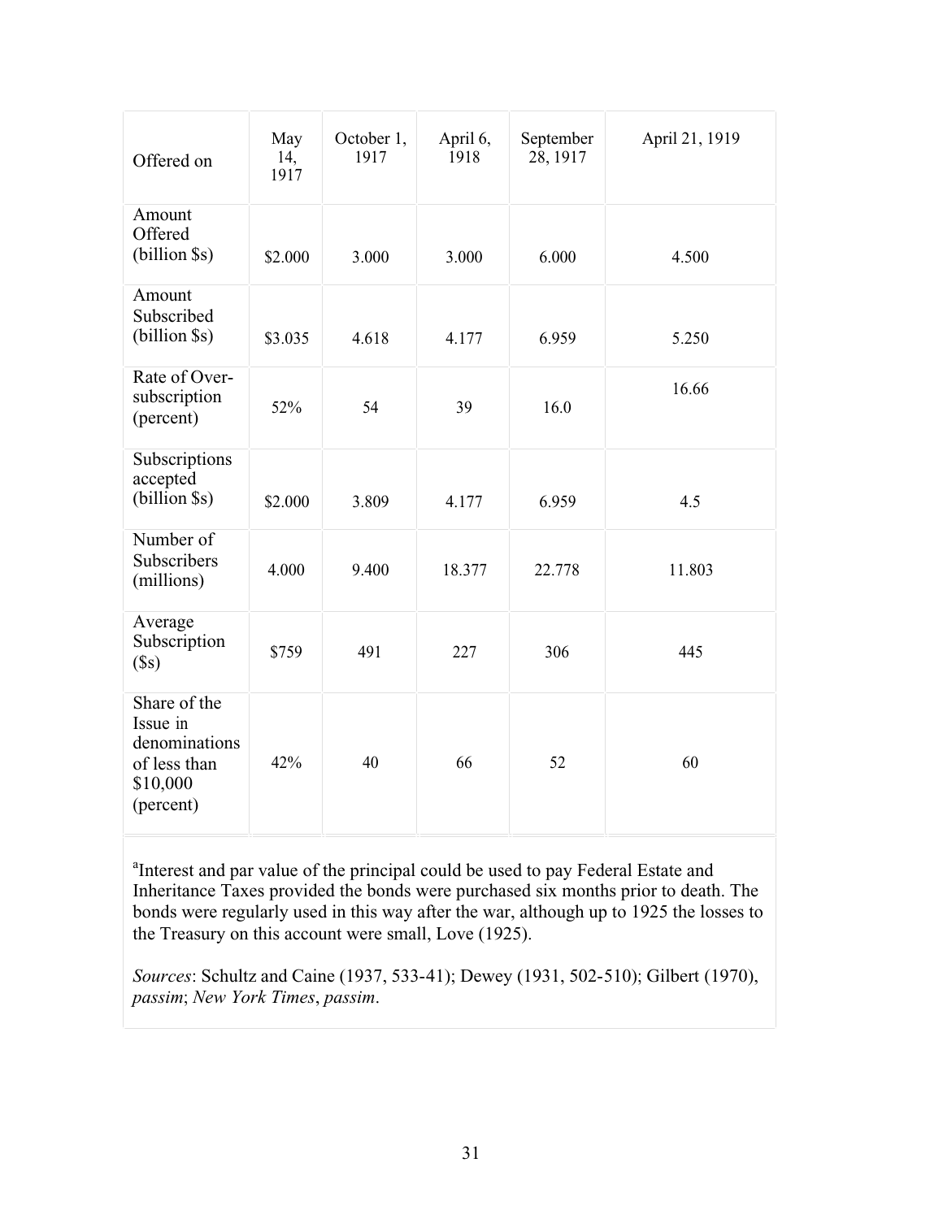| Offered on | May 14, 1917 | October 1, 1917 | April 6, 1918 | September 28, 1917 | April 21, 1919 |
|---|---|---|---|---|---|
| Amount Offered (billion $s) | $2.000 | 3.000 | 3.000 | 6.000 | 4.500 |
| Amount Subscribed (billion $s) | $3.035 | 4.618 | 4.177 | 6.959 | 5.250 |
| Rate of Over-subscription (percent) | 52% | 54 | 39 | 16.0 | 16.66 |
| Subscriptions accepted (billion $s) | $2.000 | 3.809 | 4.177 | 6.959 | 4.5 |
| Number of Subscribers (millions) | 4.000 | 9.400 | 18.377 | 22.778 | 11.803 |
| Average Subscription ($s) | $759 | 491 | 227 | 306 | 445 |
| Share of the Issue in denominations of less than $10,000 (percent) | 42% | 40 | 66 | 52 | 60 |

[a]Interest and par value of the principal could be used to pay Federal Estate and Inheritance Taxes provided the bonds were purchased six months prior to death. The bonds were regularly used in this way after the war, although up to 1925 the losses to the Treasury on this account were small, Love (1925).

*Sources*: Schultz and Caine (1937, 533-41); Dewey (1931, 502-510); Gilbert (1970), *passim*; *New York Times*, *passim*.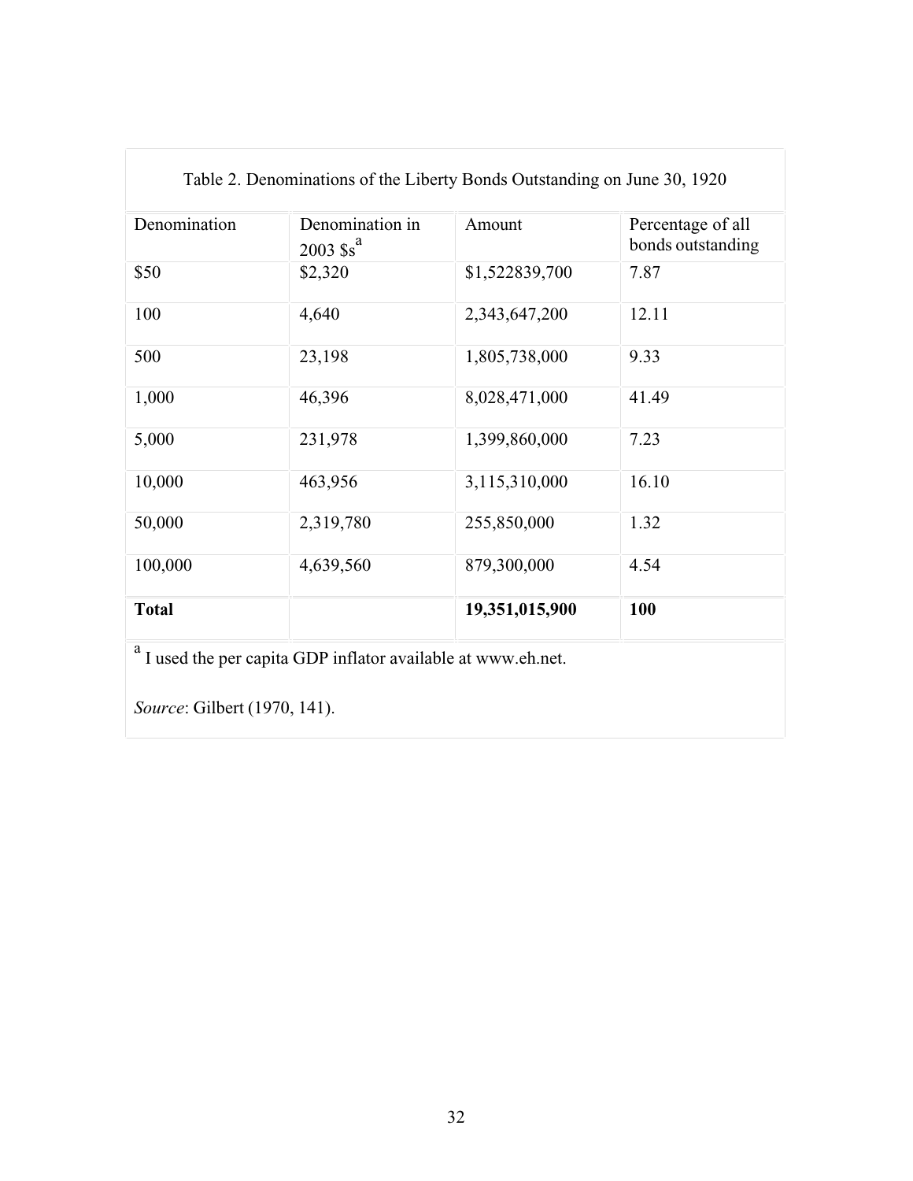Table 2. Denominations of the Liberty Bonds Outstanding on June 30, 1920

| Denomination | Denomination in 2003 $s[a] | Amount | Percentage of all bonds outstanding |
|---|---|---|---|
| $50 | $2,320 | $1,522839,700 | 7.87 |
| 100 | 4,640 | 2,343,647,200 | 12.11 |
| 500 | 23,198 | 1,805,738,000 | 9.33 |
| 1,000 | 46,396 | 8,028,471,000 | 41.49 |
| 5,000 | 231,978 | 1,399,860,000 | 7.23 |
| 10,000 | 463,956 | 3,115,310,000 | 16.10 |
| 50,000 | 2,319,780 | 255,850,000 | 1.32 |
| 100,000 | 4,639,560 | 879,300,000 | 4.54 |
| **Total** | | **19,351,015,900** | **100** |

[a] I used the per capita GDP inflator available at www.eh.net.

*Source*: Gilbert (1970, 141).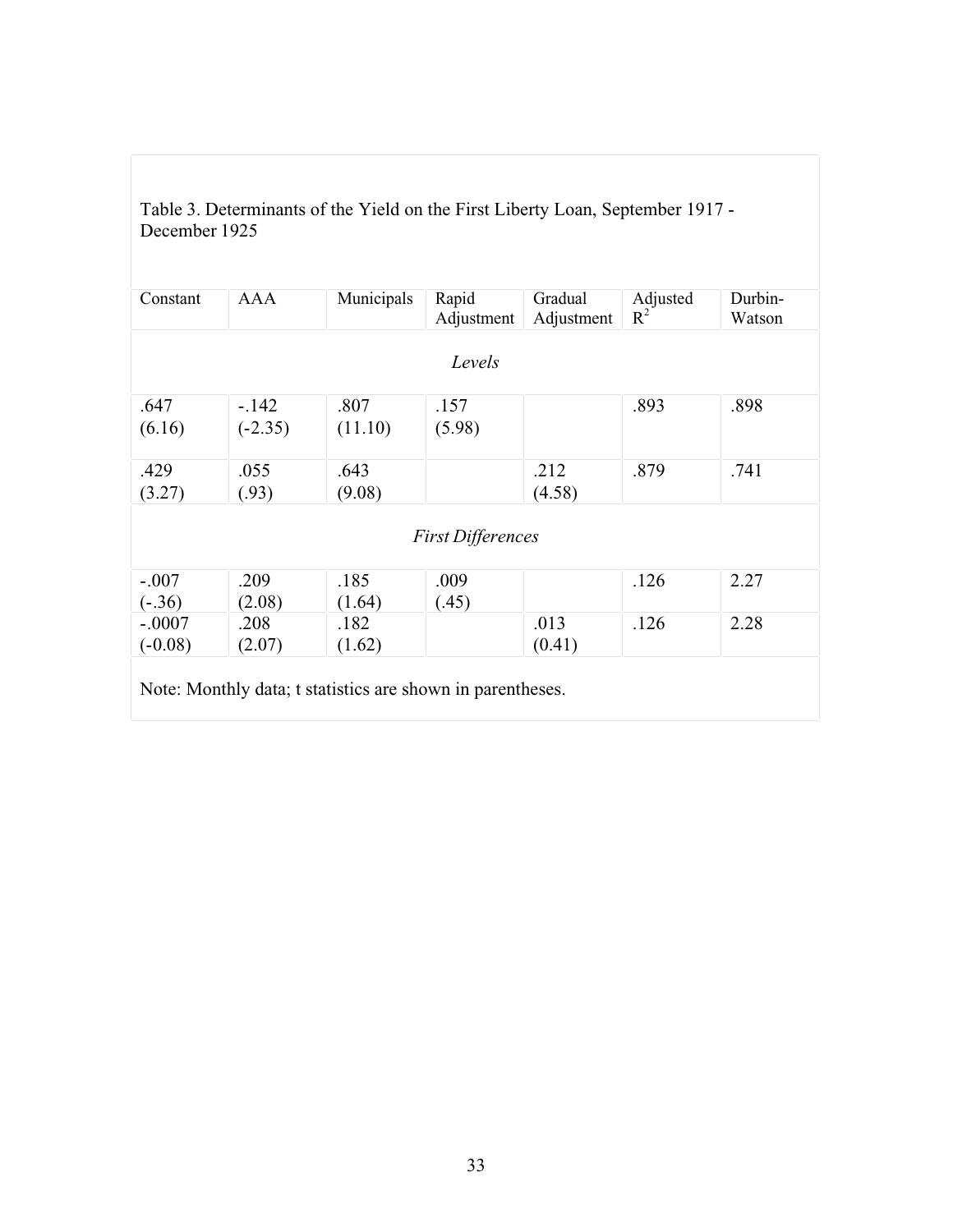Table 3. Determinants of the Yield on the First Liberty Loan, September 1917 - December 1925

| Constant | AAA | Municipals | Rapid Adjustment | Gradual Adjustment | Adjusted $R^2$ | Durbin-Watson |
|---|---|---|---|---|---|---|
| | | | *Levels* | | | |
| .647 (6.16) | -.142 (-2.35) | .807 (11.10) | .157 (5.98) | | .893 | .898 |
| .429 (3.27) | .055 (.93) | .643 (9.08) | | .212 (4.58) | .879 | .741 |
| | | | *First Differences* | | | |
| -.007 (-.36) | .209 (2.08) | .185 (1.64) | .009 (.45) | | .126 | 2.27 |
| -.0007 (-0.08) | .208 (2.07) | .182 (1.62) | | .013 (0.41) | .126 | 2.28 |

Note: Monthly data; t statistics are shown in parentheses.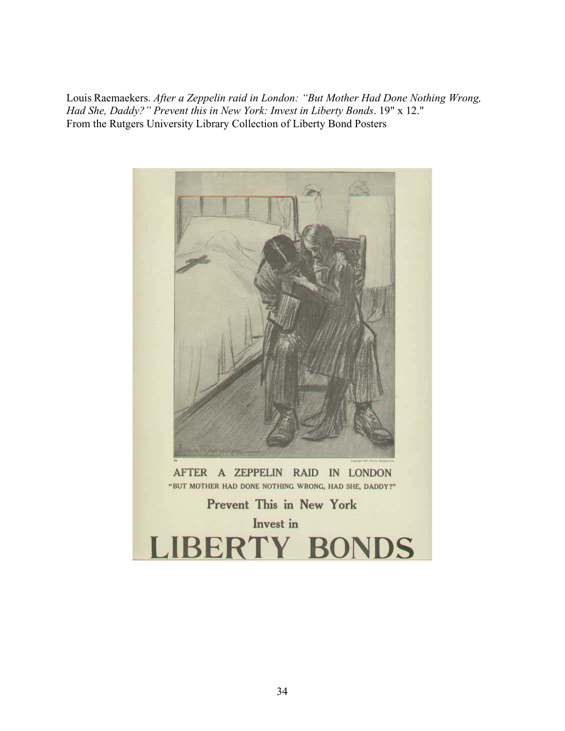Louis Raemaekers. *After a Zeppelin raid in London: "But Mother Had Done Nothing Wrong, Had She, Daddy?" Prevent this in New York: Invest in Liberty Bonds*. 19" x 12."
From the Rutgers University Library Collection of Liberty Bond Posters

AFTER A ZEPPELIN RAID IN LONDON
"BUT MOTHER HAD DONE NOTHING WRONG, HAD SHE, DADDY?"

Prevent This in New York

Invest in

LIBERTY BONDS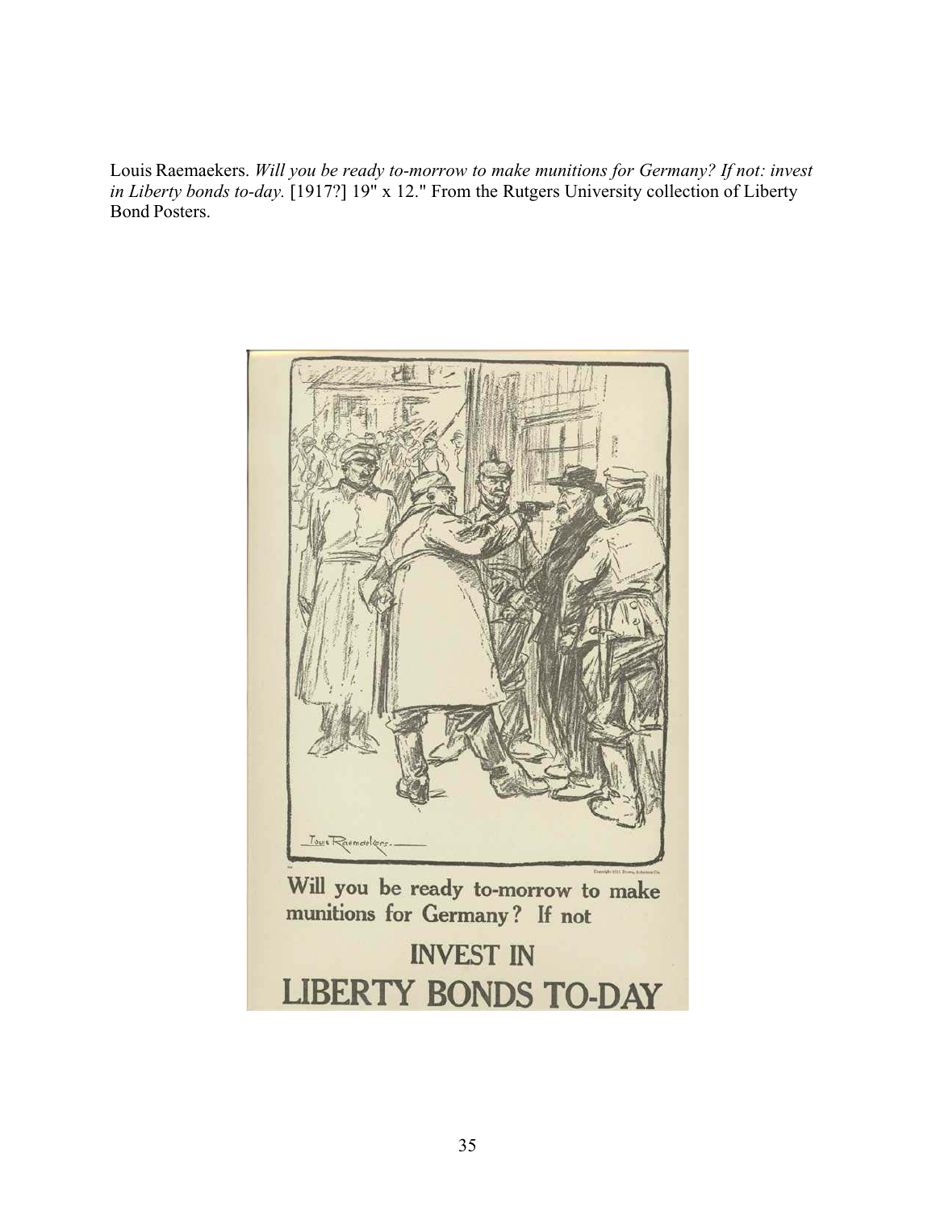Louis Raemaekers. *Will you be ready to-morrow to make munitions for Germany? If not: invest in Liberty bonds to-day.* [1917?] 19" x 12." From the Rutgers University collection of Liberty Bond Posters.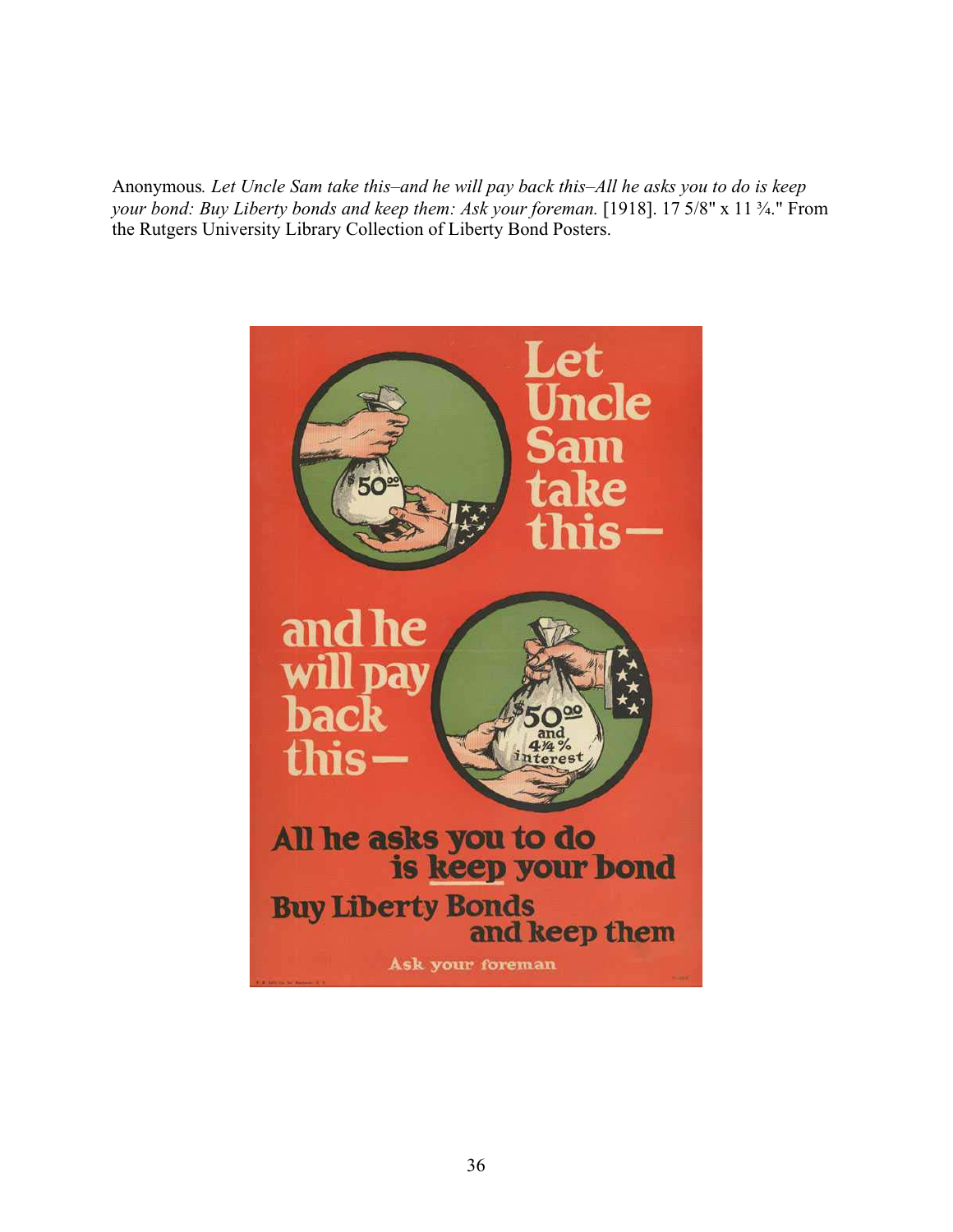Anonymous. *Let Uncle Sam take this–and he will pay back this–All he asks you to do is keep your bond: Buy Liberty bonds and keep them: Ask your foreman.* [1918]. 17 5/8" x 11 ¾." From the Rutgers University Library Collection of Liberty Bond Posters.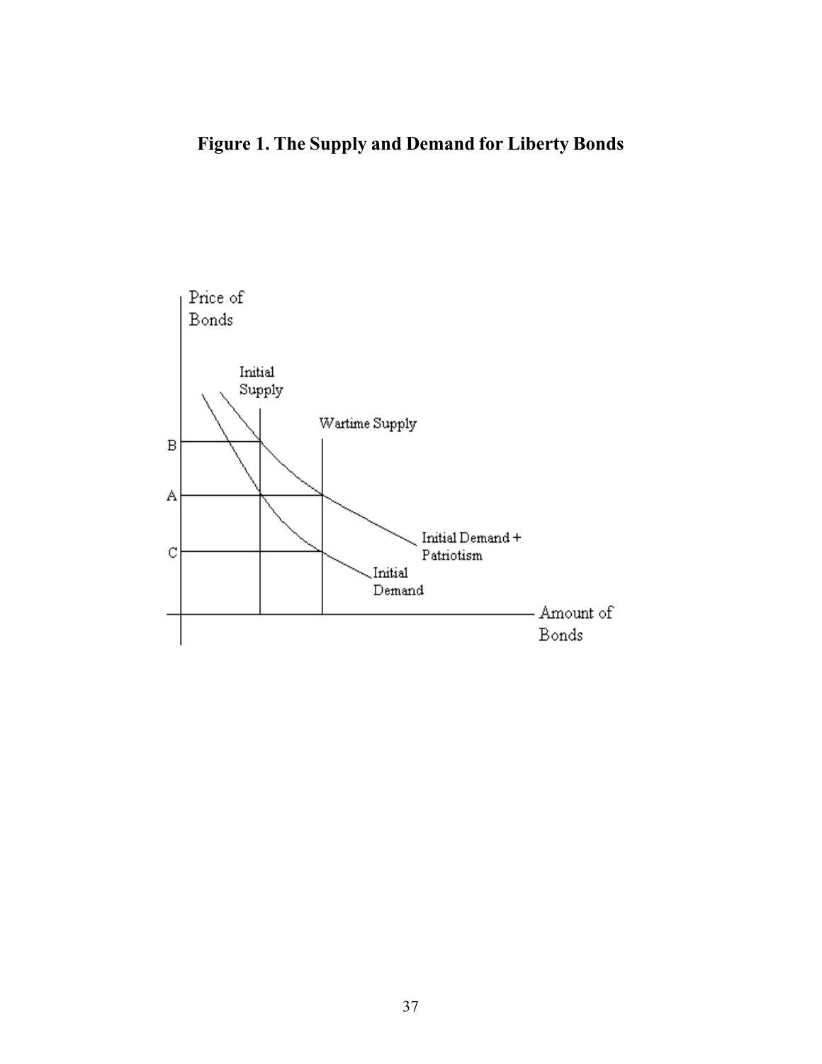**Figure 1. The Supply and Demand for Liberty Bonds**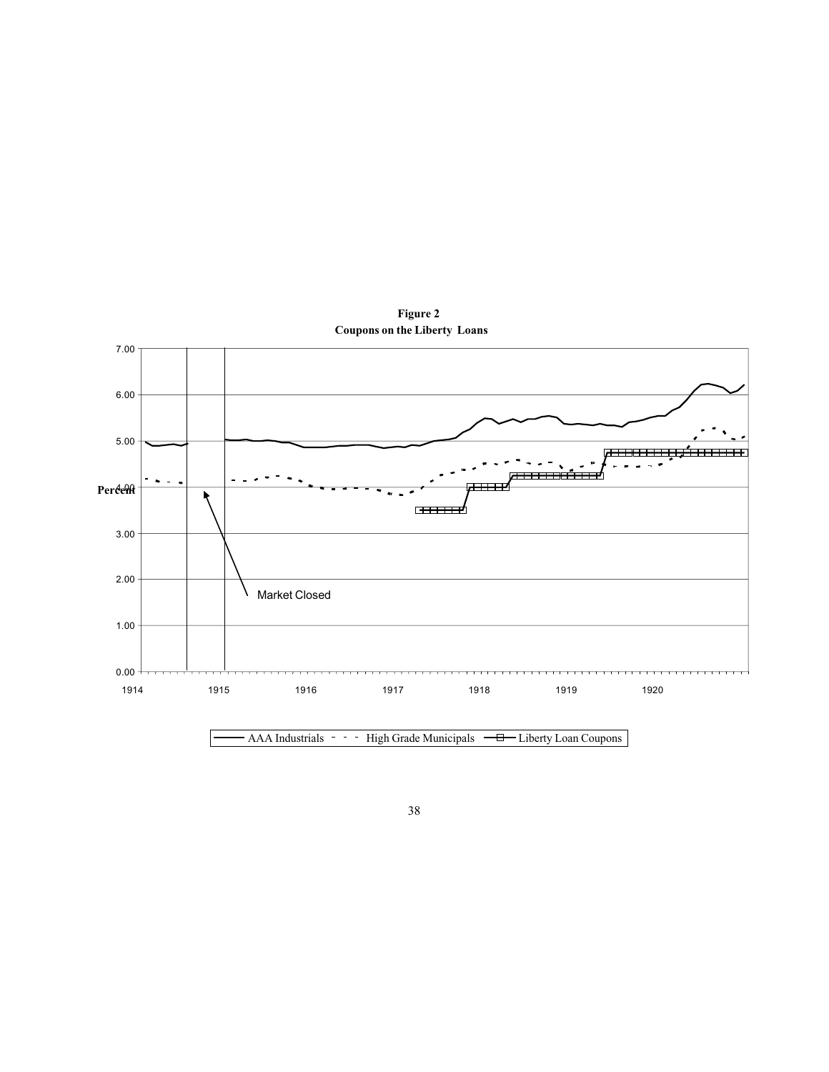**Figure 2**
**Coupons on the Liberty Loans**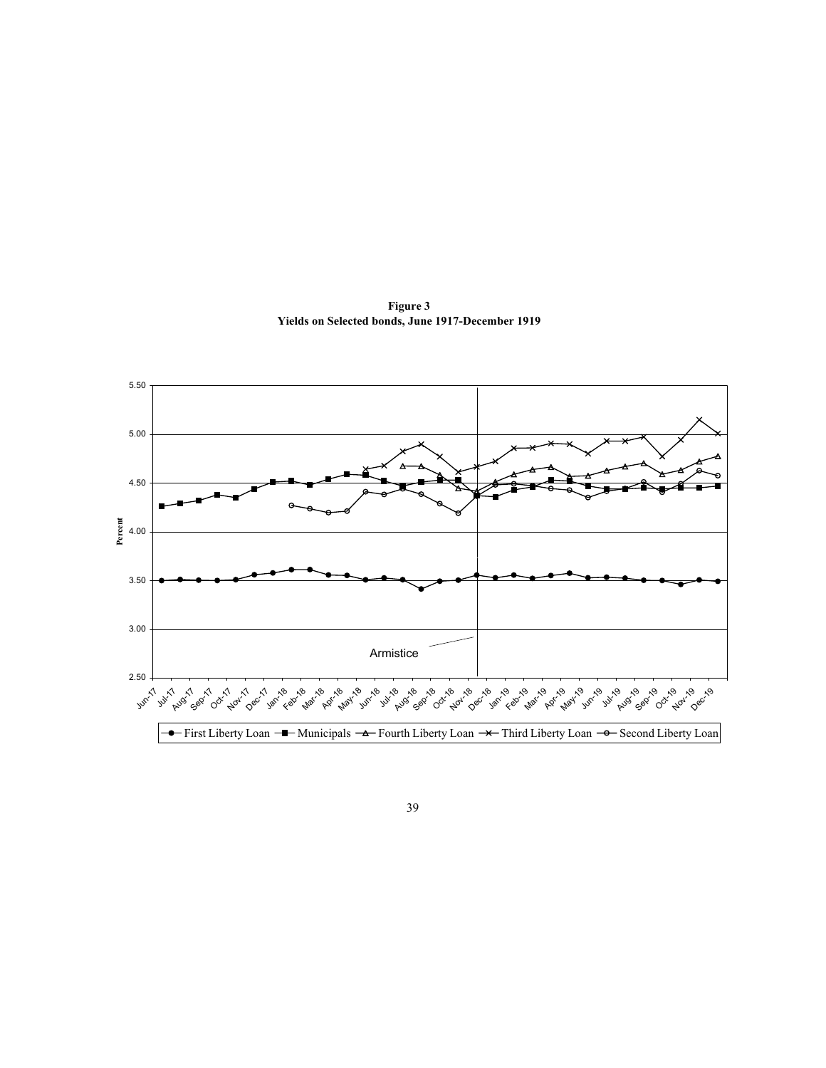**Figure 3**
**Yields on Selected bonds, June 1917-December 1919**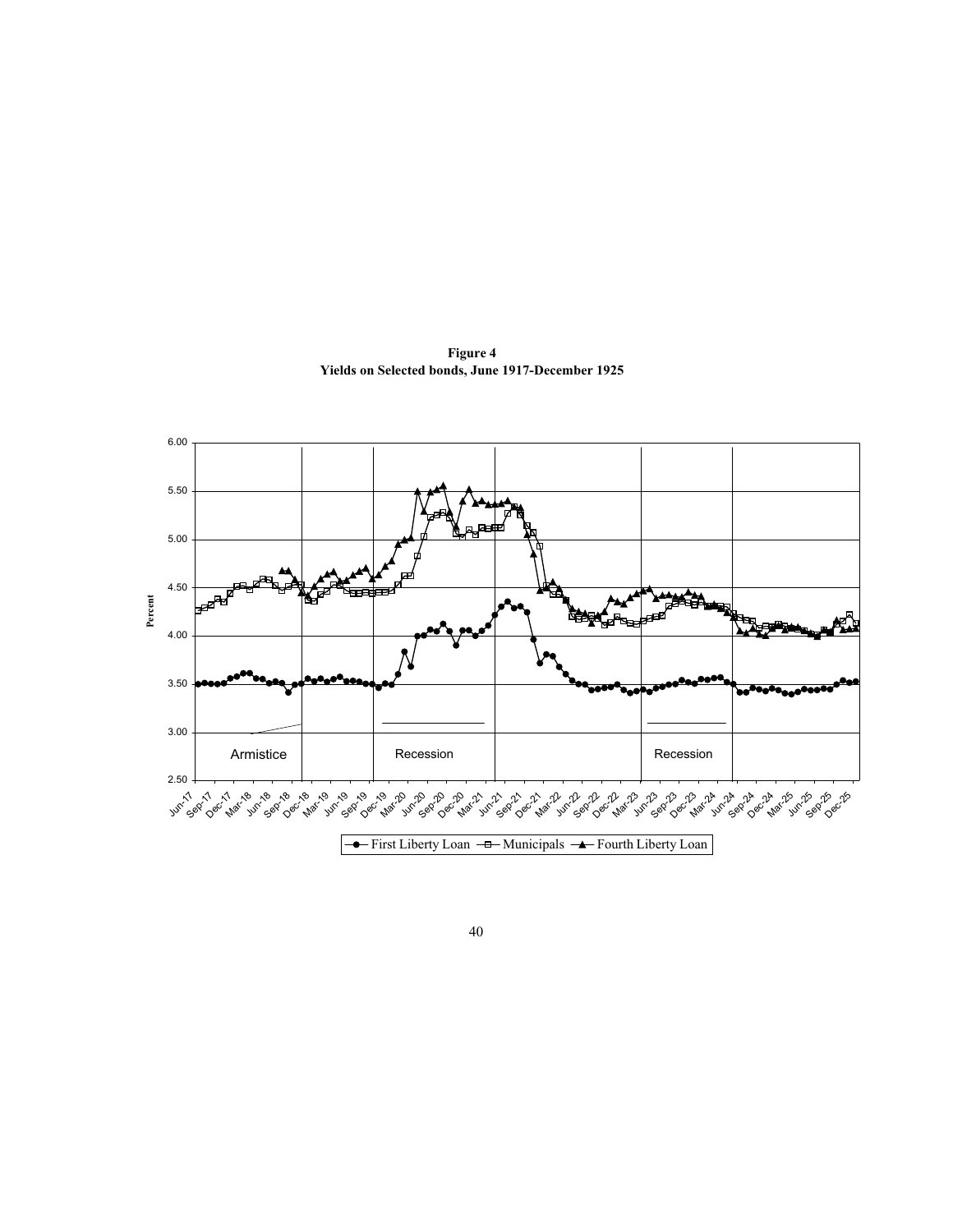**Figure 4**
**Yields on Selected bonds, June 1917-December 1925**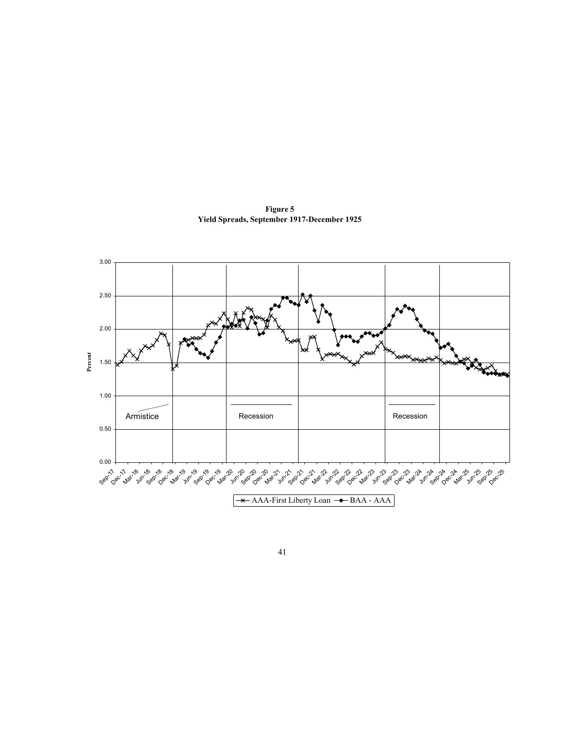**Figure 5**
**Yield Spreads, September 1917-December 1925**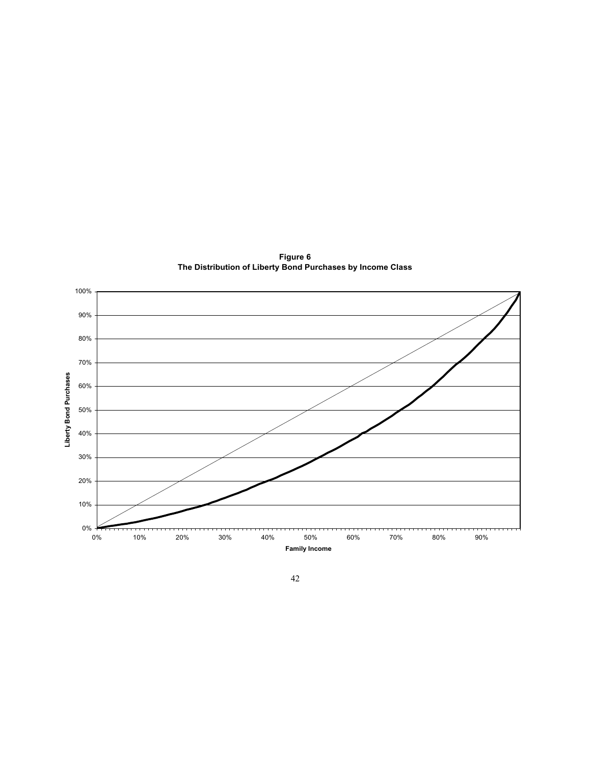**Figure 6**
**The Distribution of Liberty Bond Purchases by Income Class**

Liberty Bond Purchases

100%
90%
80%
70%
60%
50%
40%
30%
20%
10%
0%

0% 10% 20% 30% 40% 50% 60% 70% 80% 90%

Family Income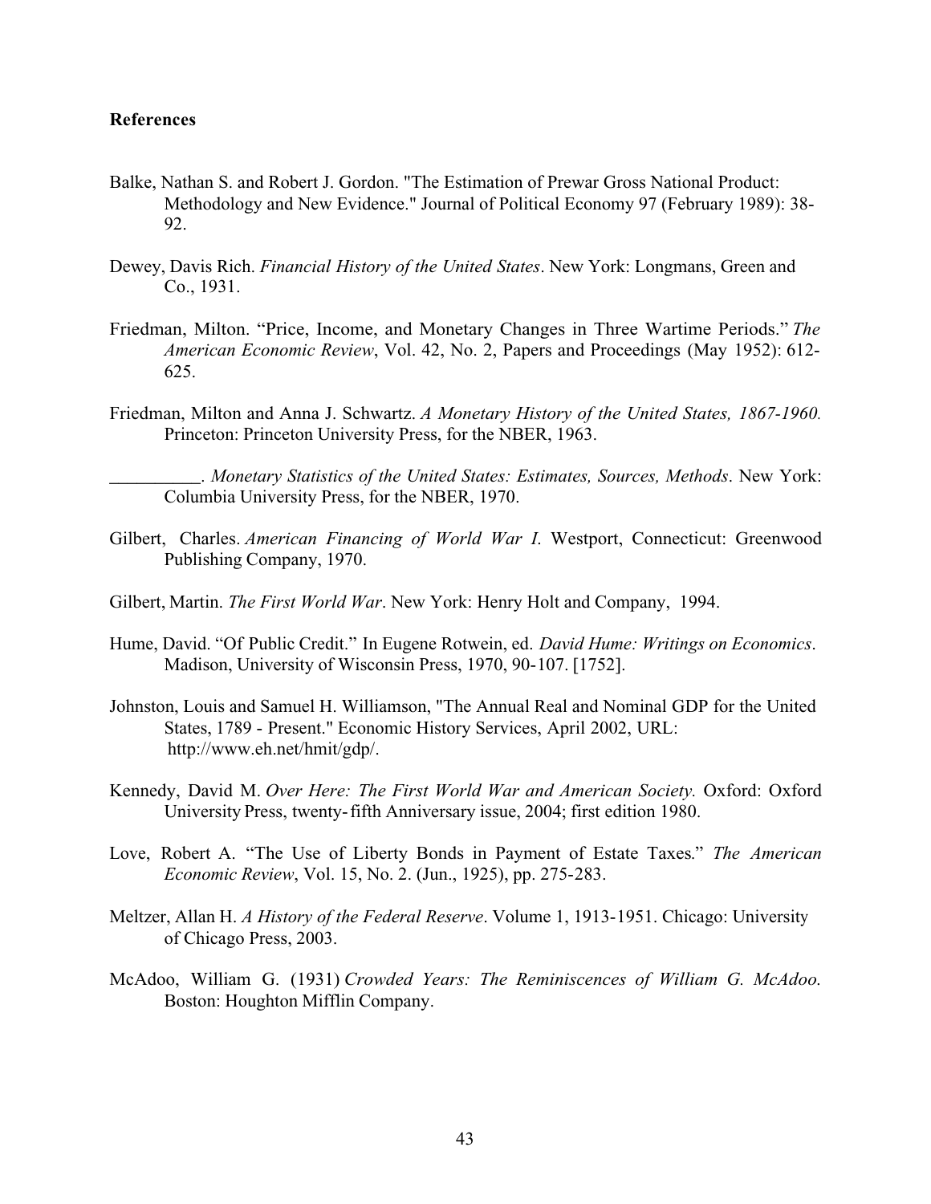**References**

Balke, Nathan S. and Robert J. Gordon. "The Estimation of Prewar Gross National Product: Methodology and New Evidence." Journal of Political Economy 97 (February 1989): 38-92.

Dewey, Davis Rich. *Financial History of the United States*. New York: Longmans, Green and Co., 1931.

Friedman, Milton. "Price, Income, and Monetary Changes in Three Wartime Periods." *The American Economic Review*, Vol. 42, No. 2, Papers and Proceedings (May 1952): 612-625.

Friedman, Milton and Anna J. Schwartz. *A Monetary History of the United States, 1867-1960.* Princeton: Princeton University Press, for the NBER, 1963.

__________. *Monetary Statistics of the United States: Estimates, Sources, Methods*. New York: Columbia University Press, for the NBER, 1970.

Gilbert, Charles. *American Financing of World War I.* Westport, Connecticut: Greenwood Publishing Company, 1970.

Gilbert, Martin. *The First World War*. New York: Henry Holt and Company, 1994.

Hume, David. "Of Public Credit." In Eugene Rotwein, ed. *David Hume: Writings on Economics*. Madison, University of Wisconsin Press, 1970, 90-107. [1752].

Johnston, Louis and Samuel H. Williamson, "The Annual Real and Nominal GDP for the United States, 1789 - Present." Economic History Services, April 2002, URL: http://www.eh.net/hmit/gdp/.

Kennedy, David M. *Over Here: The First World War and American Society.* Oxford: Oxford University Press, twenty-fifth Anniversary issue, 2004; first edition 1980.

Love, Robert A. "The Use of Liberty Bonds in Payment of Estate Taxes." *The American Economic Review*, Vol. 15, No. 2. (Jun., 1925), pp. 275-283.

Meltzer, Allan H. *A History of the Federal Reserve*. Volume 1, 1913-1951. Chicago: University of Chicago Press, 2003.

McAdoo, William G. (1931) *Crowded Years: The Reminiscences of William G. McAdoo.* Boston: Houghton Mifflin Company.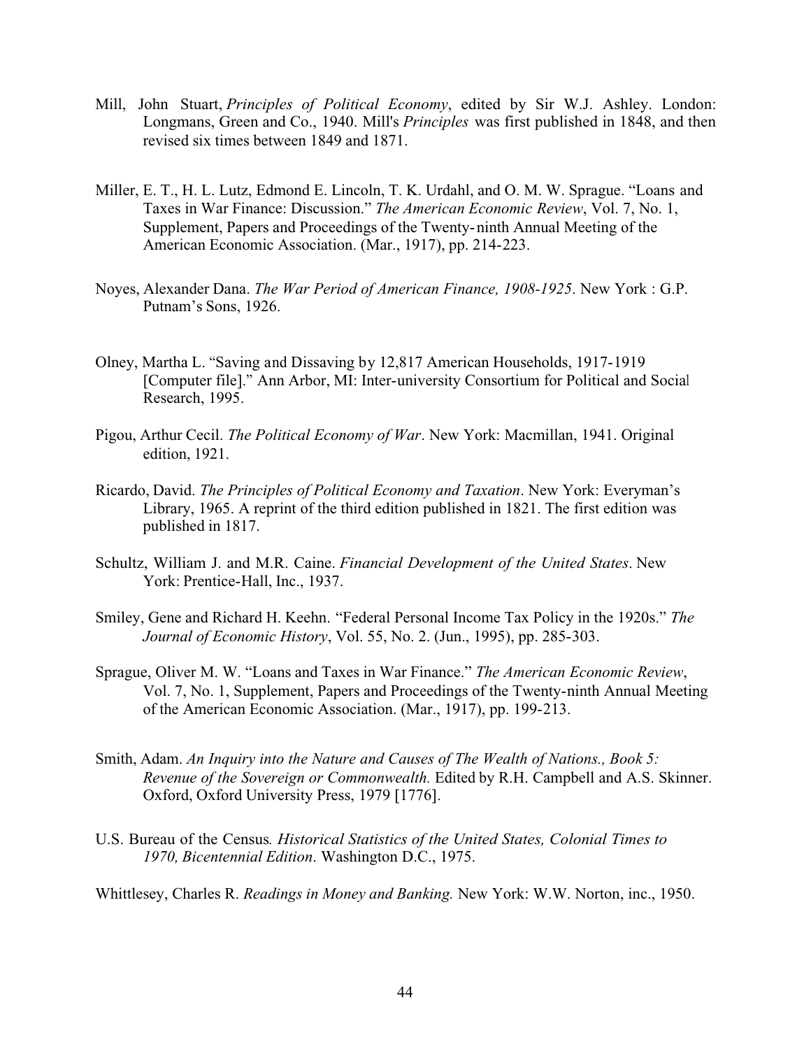Mill, John Stuart, *Principles of Political Economy*, edited by Sir W.J. Ashley. London: Longmans, Green and Co., 1940. Mill's *Principles* was first published in 1848, and then revised six times between 1849 and 1871.

Miller, E. T., H. L. Lutz, Edmond E. Lincoln, T. K. Urdahl, and O. M. W. Sprague. "Loans and Taxes in War Finance: Discussion." *The American Economic Review*, Vol. 7, No. 1, Supplement, Papers and Proceedings of the Twenty-ninth Annual Meeting of the American Economic Association. (Mar., 1917), pp. 214-223.

Noyes, Alexander Dana. *The War Period of American Finance, 1908-1925*. New York : G.P. Putnam's Sons, 1926.

Olney, Martha L. "Saving and Dissaving by 12,817 American Households, 1917-1919 [Computer file]." Ann Arbor, MI: Inter-university Consortium for Political and Social Research, 1995.

Pigou, Arthur Cecil. *The Political Economy of War*. New York: Macmillan, 1941. Original edition, 1921.

Ricardo, David. *The Principles of Political Economy and Taxation*. New York: Everyman's Library, 1965. A reprint of the third edition published in 1821. The first edition was published in 1817.

Schultz, William J. and M.R. Caine. *Financial Development of the United States*. New York: Prentice-Hall, Inc., 1937.

Smiley, Gene and Richard H. Keehn. "Federal Personal Income Tax Policy in the 1920s." *The Journal of Economic History*, Vol. 55, No. 2. (Jun., 1995), pp. 285-303.

Sprague, Oliver M. W. "Loans and Taxes in War Finance." *The American Economic Review*, Vol. 7, No. 1, Supplement, Papers and Proceedings of the Twenty-ninth Annual Meeting of the American Economic Association. (Mar., 1917), pp. 199-213.

Smith, Adam. *An Inquiry into the Nature and Causes of The Wealth of Nations., Book 5: Revenue of the Sovereign or Commonwealth.* Edited by R.H. Campbell and A.S. Skinner. Oxford, Oxford University Press, 1979 [1776].

U.S. Bureau of the Census*. Historical Statistics of the United States, Colonial Times to 1970, Bicentennial Edition*. Washington D.C., 1975.

Whittlesey, Charles R. *Readings in Money and Banking.* New York: W.W. Norton, inc., 1950.